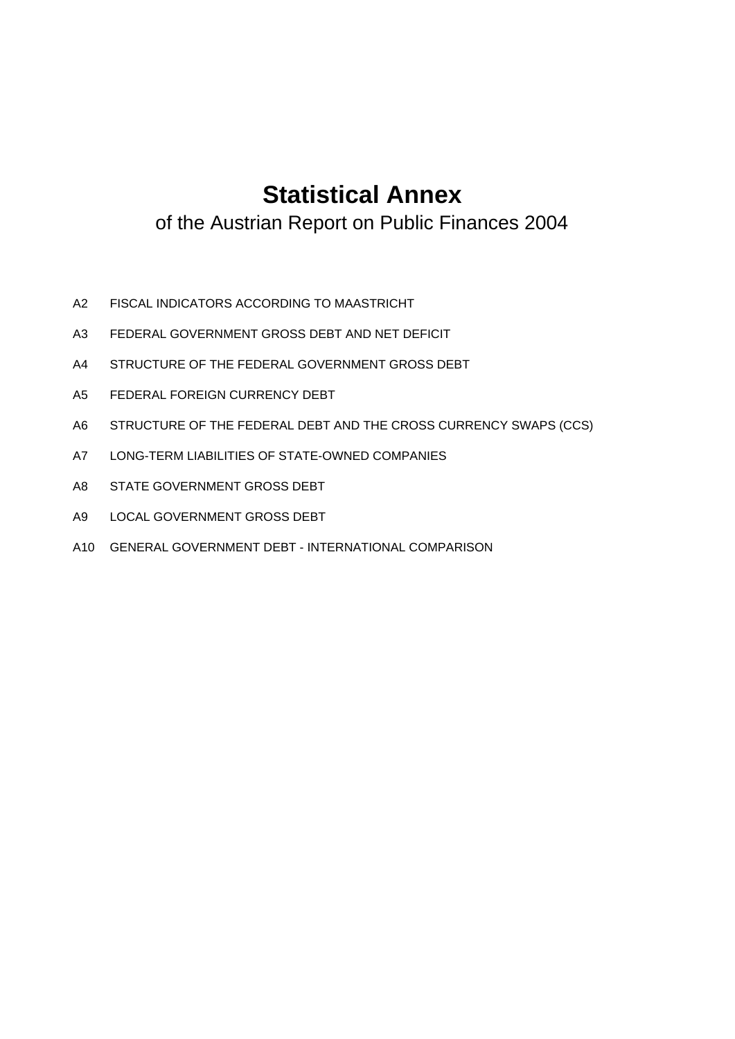# Statistical Annex

of the Austrian Report on Public Finances 2004

- A2 FISCAL INDICATORS ACCORDING TO MAASTRICHT
- A3 FEDERAL GOVERNMENT GROSS DEBT AND NET DEFICIT
- A4 STRUCTURE OF THE FEDERAL GOVERNMENT GROSS DEBT
- A5 FEDERAL FOREIGN CURRENCY DEBT
- A6 STRUCTURE OF THE FEDERAL DEBT AND THE CROSS CURRENCY SWAPS (CCS)
- A7 LONG-TERM LIABILITIES OF STATE-OWNED COMPANIES
- A8 STATE GOVERNMENT GROSS DEBT
- A9 LOCAL GOVERNMENT GROSS DEBT
- A10 GENERAL GOVERNMENT DEBT - INTERNATIONAL COMPARISON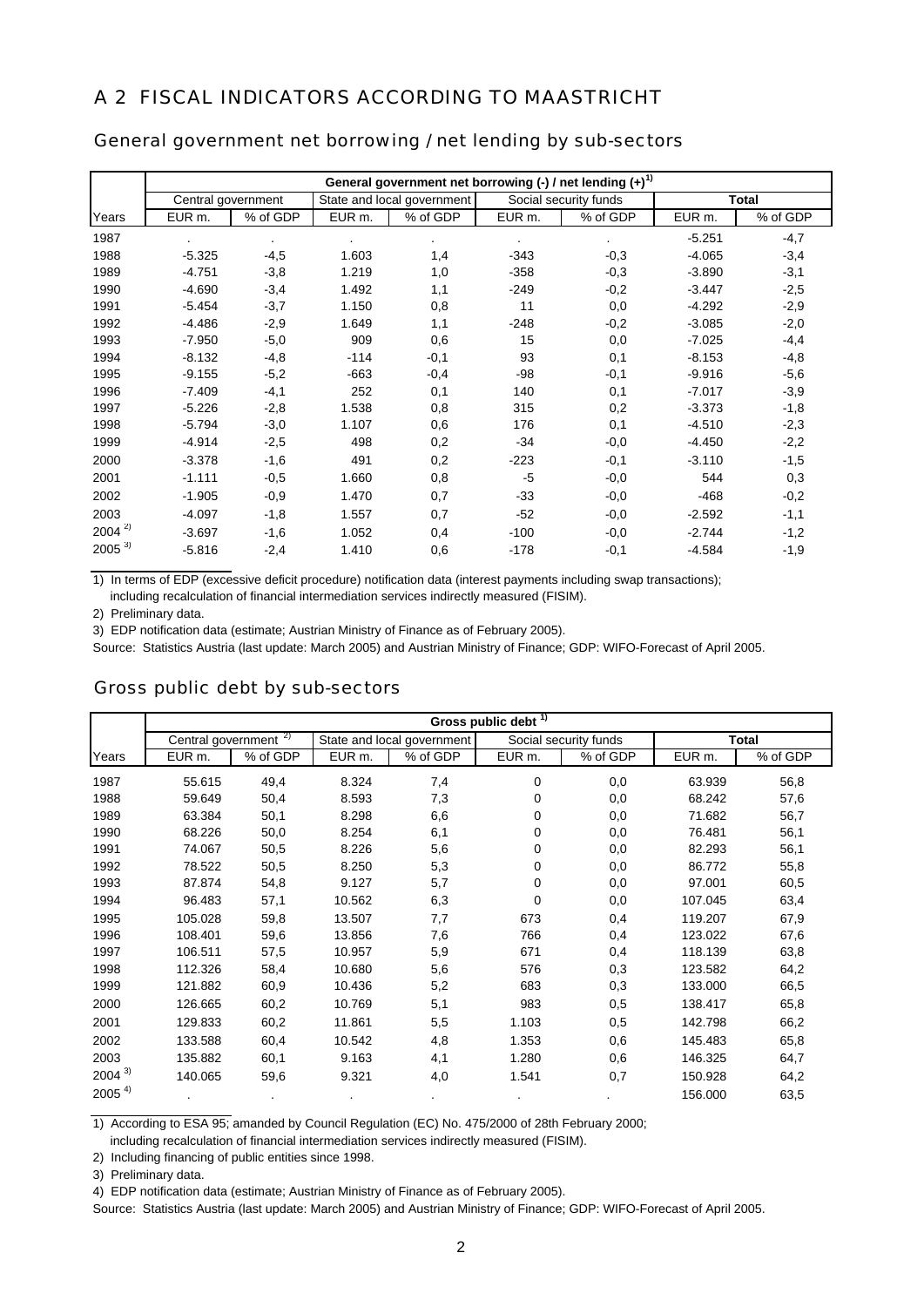# A 2 FISCAL INDICATORS ACCORDING TO MAASTRICHT

## General government net borrowing / net lending by sub-sectors

| | General government net borrowing (-) / net lending (+)[1] | | | | | | | |
|---|---|---|---|---|---|---|---|---|
| | Central government | | State and local government | | Social security funds | | **Total** | |
| Years | EUR m. | % of GDP | EUR m. | % of GDP | EUR m. | % of GDP | EUR m. | % of GDP |
| 1987 | . | . | . | . | . | . | -5.251 | -4,7 |
| 1988 | -5.325 | -4,5 | 1.603 | 1,4 | -343 | -0,3 | -4.065 | -3,4 |
| 1989 | -4.751 | -3,8 | 1.219 | 1,0 | -358 | -0,3 | -3.890 | -3,1 |
| 1990 | -4.690 | -3,4 | 1.492 | 1,1 | -249 | -0,2 | -3.447 | -2,5 |
| 1991 | -5.454 | -3,7 | 1.150 | 0,8 | 11 | 0,0 | -4.292 | -2,9 |
| 1992 | -4.486 | -2,9 | 1.649 | 1,1 | -248 | -0,2 | -3.085 | -2,0 |
| 1993 | -7.950 | -5,0 | 909 | 0,6 | 15 | 0,0 | -7.025 | -4,4 |
| 1994 | -8.132 | -4,8 | -114 | -0,1 | 93 | 0,1 | -8.153 | -4,8 |
| 1995 | -9.155 | -5,2 | -663 | -0,4 | -98 | -0,1 | -9.916 | -5,6 |
| 1996 | -7.409 | -4,1 | 252 | 0,1 | 140 | 0,1 | -7.017 | -3,9 |
| 1997 | -5.226 | -2,8 | 1.538 | 0,8 | 315 | 0,2 | -3.373 | -1,8 |
| 1998 | -5.794 | -3,0 | 1.107 | 0,6 | 176 | 0,1 | -4.510 | -2,3 |
| 1999 | -4.914 | -2,5 | 498 | 0,2 | -34 | -0,0 | -4.450 | -2,2 |
| 2000 | -3.378 | -1,6 | 491 | 0,2 | -223 | -0,1 | -3.110 | -1,5 |
| 2001 | -1.111 | -0,5 | 1.660 | 0,8 | -5 | -0,0 | 544 | 0,3 |
| 2002 | -1.905 | -0,9 | 1.470 | 0,7 | -33 | -0,0 | -468 | -0,2 |
| 2003 | -4.097 | -1,8 | 1.557 | 0,7 | -52 | -0,0 | -2.592 | -1,1 |
| 2004 [2] | -3.697 | -1,6 | 1.052 | 0,4 | -100 | -0,0 | -2.744 | -1,2 |
| 2005 [3] | -5.816 | -2,4 | 1.410 | 0,6 | -178 | -0,1 | -4.584 | -1,9 |

1) In terms of EDP (excessive deficit procedure) notification data (interest payments including swap transactions); including recalculation of financial intermediation services indirectly measured (FISIM).

2) Preliminary data.

3) EDP notification data (estimate; Austrian Ministry of Finance as of February 2005).

Source: Statistics Austria (last update: March 2005) and Austrian Ministry of Finance; GDP: WIFO-Forecast of April 2005.

## Gross public debt by sub-sectors

| | Gross public debt [1] | | | | | | | |
|---|---|---|---|---|---|---|---|---|
| | Central government [2] | | State and local government | | Social security funds | | **Total** | |
| Years | EUR m. | % of GDP | EUR m. | % of GDP | EUR m. | % of GDP | EUR m. | % of GDP |
| 1987 | 55.615 | 49,4 | 8.324 | 7,4 | 0 | 0,0 | 63.939 | 56,8 |
| 1988 | 59.649 | 50,4 | 8.593 | 7,3 | 0 | 0,0 | 68.242 | 57,6 |
| 1989 | 63.384 | 50,1 | 8.298 | 6,6 | 0 | 0,0 | 71.682 | 56,7 |
| 1990 | 68.226 | 50,0 | 8.254 | 6,1 | 0 | 0,0 | 76.481 | 56,1 |
| 1991 | 74.067 | 50,5 | 8.226 | 5,6 | 0 | 0,0 | 82.293 | 56,1 |
| 1992 | 78.522 | 50,5 | 8.250 | 5,3 | 0 | 0,0 | 86.772 | 55,8 |
| 1993 | 87.874 | 54,8 | 9.127 | 5,7 | 0 | 0,0 | 97.001 | 60,5 |
| 1994 | 96.483 | 57,1 | 10.562 | 6,3 | 0 | 0,0 | 107.045 | 63,4 |
| 1995 | 105.028 | 59,8 | 13.507 | 7,7 | 673 | 0,4 | 119.207 | 67,9 |
| 1996 | 108.401 | 59,6 | 13.856 | 7,6 | 766 | 0,4 | 123.022 | 67,6 |
| 1997 | 106.511 | 57,5 | 10.957 | 5,9 | 671 | 0,4 | 118.139 | 63,8 |
| 1998 | 112.326 | 58,4 | 10.680 | 5,6 | 576 | 0,3 | 123.582 | 64,2 |
| 1999 | 121.882 | 60,9 | 10.436 | 5,2 | 683 | 0,3 | 133.000 | 66,5 |
| 2000 | 126.665 | 60,2 | 10.769 | 5,1 | 983 | 0,5 | 138.417 | 65,8 |
| 2001 | 129.833 | 60,2 | 11.861 | 5,5 | 1.103 | 0,5 | 142.798 | 66,2 |
| 2002 | 133.588 | 60,4 | 10.542 | 4,8 | 1.353 | 0,6 | 145.483 | 65,8 |
| 2003 | 135.882 | 60,1 | 9.163 | 4,1 | 1.280 | 0,6 | 146.325 | 64,7 |
| 2004 [3] | 140.065 | 59,6 | 9.321 | 4,0 | 1.541 | 0,7 | 150.928 | 64,2 |
| 2005 [4] | . | . | . | . | . | . | 156.000 | 63,5 |

1) According to ESA 95; amanded by Council Regulation (EC) No. 475/2000 of 28th February 2000; including recalculation of financial intermediation services indirectly measured (FISIM).

2) Including financing of public entities since 1998.

3) Preliminary data.

4) EDP notification data (estimate; Austrian Ministry of Finance as of February 2005).

Source: Statistics Austria (last update: March 2005) and Austrian Ministry of Finance; GDP: WIFO-Forecast of April 2005.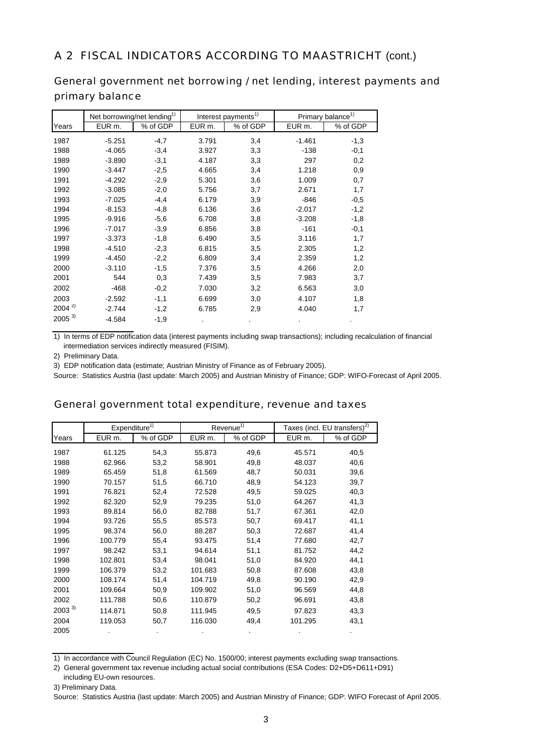## A 2 FISCAL INDICATORS ACCORDING TO MAASTRICHT (cont.)

### General government net borrowing / net lending, interest payments and primary balance

| | Net borrowing/net lending[1)] | | Interest payments[1)] | | Primary balance[1)] | |
|---|---|---|---|---|---|---|
| Years | EUR m. | % of GDP | EUR m. | % of GDP | EUR m. | % of GDP |
| 1987 | -5.251 | -4,7 | 3.791 | 3,4 | -1.461 | -1,3 |
| 1988 | -4.065 | -3,4 | 3.927 | 3,3 | -138 | -0,1 |
| 1989 | -3.890 | -3,1 | 4.187 | 3,3 | 297 | 0,2 |
| 1990 | -3.447 | -2,5 | 4.665 | 3,4 | 1.218 | 0,9 |
| 1991 | -4.292 | -2,9 | 5.301 | 3,6 | 1.009 | 0,7 |
| 1992 | -3.085 | -2,0 | 5.756 | 3,7 | 2.671 | 1,7 |
| 1993 | -7.025 | -4,4 | 6.179 | 3,9 | -846 | -0,5 |
| 1994 | -8.153 | -4,8 | 6.136 | 3,6 | -2.017 | -1,2 |
| 1995 | -9.916 | -5,6 | 6.708 | 3,8 | -3.208 | -1,8 |
| 1996 | -7.017 | -3,9 | 6.856 | 3,8 | -161 | -0,1 |
| 1997 | -3.373 | -1,8 | 6.490 | 3,5 | 3.116 | 1,7 |
| 1998 | -4.510 | -2,3 | 6.815 | 3,5 | 2.305 | 1,2 |
| 1999 | -4.450 | -2,2 | 6.809 | 3,4 | 2.359 | 1,2 |
| 2000 | -3.110 | -1,5 | 7.376 | 3,5 | 4.266 | 2,0 |
| 2001 | 544 | 0,3 | 7.439 | 3,5 | 7.983 | 3,7 |
| 2002 | -468 | -0,2 | 7.030 | 3,2 | 6.563 | 3,0 |
| 2003 | -2.592 | -1,1 | 6.699 | 3,0 | 4.107 | 1,8 |
| 2004 [2)] | -2.744 | -1,2 | 6.785 | 2,9 | 4.040 | 1,7 |
| 2005 [3)] | -4.584 | -1,9 | . | . | . | . |

1) In terms of EDP notification data (interest payments including swap transactions); including recalculation of financial intermediation services indirectly measured (FISIM).

2) Preliminary Data.

3) EDP notification data (estimate; Austrian Ministry of Finance as of February 2005).

Source: Statistics Austria (last update: March 2005) and Austrian Ministry of Finance; GDP: WIFO-Forecast of April 2005.

### General government total expenditure, revenue and taxes

| | Expenditure[1)] | | Revenue[1)] | | Taxes (incl. EU transfers)[2)] | |
|---|---|---|---|---|---|---|
| Years | EUR m. | % of GDP | EUR m. | % of GDP | EUR m. | % of GDP |
| 1987 | 61.125 | 54,3 | 55.873 | 49,6 | 45.571 | 40,5 |
| 1988 | 62.966 | 53,2 | 58.901 | 49,8 | 48.037 | 40,6 |
| 1989 | 65.459 | 51,8 | 61.569 | 48,7 | 50.031 | 39,6 |
| 1990 | 70.157 | 51,5 | 66.710 | 48,9 | 54.123 | 39,7 |
| 1991 | 76.821 | 52,4 | 72.528 | 49,5 | 59.025 | 40,3 |
| 1992 | 82.320 | 52,9 | 79.235 | 51,0 | 64.267 | 41,3 |
| 1993 | 89.814 | 56,0 | 82.788 | 51,7 | 67.361 | 42,0 |
| 1994 | 93.726 | 55,5 | 85.573 | 50,7 | 69.417 | 41,1 |
| 1995 | 98.374 | 56,0 | 88.287 | 50,3 | 72.687 | 41,4 |
| 1996 | 100.779 | 55,4 | 93.475 | 51,4 | 77.680 | 42,7 |
| 1997 | 98.242 | 53,1 | 94.614 | 51,1 | 81.752 | 44,2 |
| 1998 | 102.801 | 53,4 | 98.041 | 51,0 | 84.920 | 44,1 |
| 1999 | 106.379 | 53,2 | 101.683 | 50,8 | 87.608 | 43,8 |
| 2000 | 108.174 | 51,4 | 104.719 | 49,8 | 90.190 | 42,9 |
| 2001 | 109.664 | 50,9 | 109.902 | 51,0 | 96.569 | 44,8 |
| 2002 | 111.788 | 50,6 | 110.879 | 50,2 | 96.691 | 43,8 |
| 2003 [3)] | 114.871 | 50,8 | 111.945 | 49,5 | 97.823 | 43,3 |
| 2004 | 119.053 | 50,7 | 116.030 | 49,4 | 101.295 | 43,1 |
| 2005 | . | . | . | . | . | . |

1) In accordance with Council Regulation (EC) No. 1500/00; interest payments excluding swap transactions.

2) General government tax revenue including actual social contributions (ESA Codes: D2+D5+D611+D91) including EU-own resources.

3) Preliminary Data.

Source: Statistics Austria (last update: March 2005) and Austrian Ministry of Finance; GDP: WIFO Forecast of April 2005.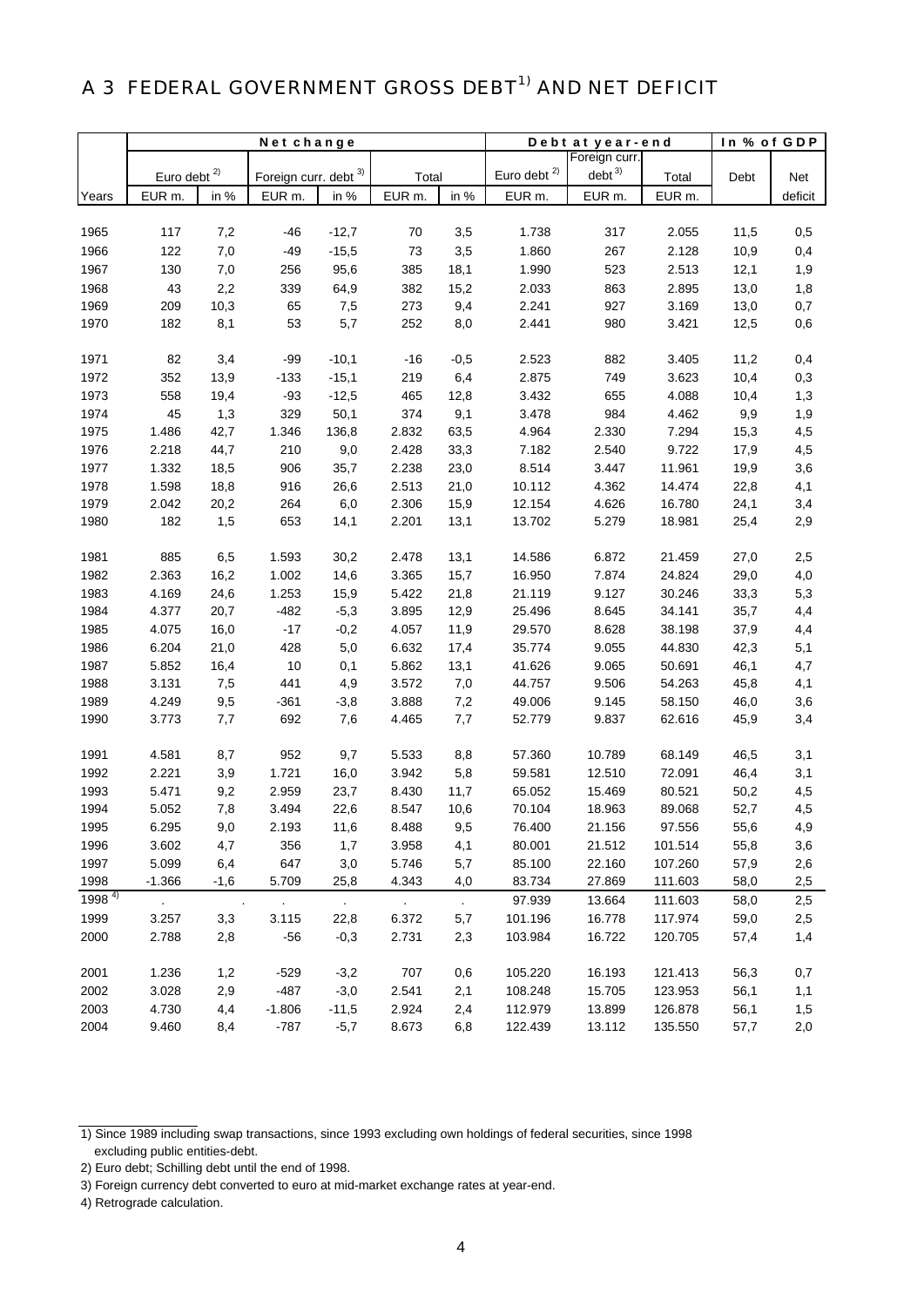# A 3 FEDERAL GOVERNMENT GROSS DEBT[1)] AND NET DEFICIT

| | Net change | | | | | | Debt at year-end | | | In % of GDP | |
|---|---|---|---|---|---|---|---|---|---|---|---|
| | Euro debt [2)] | | Foreign curr. debt [3)] | | Total | | Euro debt [2)] | Foreign curr. debt [3)] | Total | Debt | Net |
| Years | EUR m. | in % | EUR m. | in % | EUR m. | in % | EUR m. | EUR m. | EUR m. | | deficit |
| 1965 | 117 | 7,2 | -46 | -12,7 | 70 | 3,5 | 1.738 | 317 | 2.055 | 11,5 | 0,5 |
| 1966 | 122 | 7,0 | -49 | -15,5 | 73 | 3,5 | 1.860 | 267 | 2.128 | 10,9 | 0,4 |
| 1967 | 130 | 7,0 | 256 | 95,6 | 385 | 18,1 | 1.990 | 523 | 2.513 | 12,1 | 1,9 |
| 1968 | 43 | 2,2 | 339 | 64,9 | 382 | 15,2 | 2.033 | 863 | 2.895 | 13,0 | 1,8 |
| 1969 | 209 | 10,3 | 65 | 7,5 | 273 | 9,4 | 2.241 | 927 | 3.169 | 13,0 | 0,7 |
| 1970 | 182 | 8,1 | 53 | 5,7 | 252 | 8,0 | 2.441 | 980 | 3.421 | 12,5 | 0,6 |
| 1971 | 82 | 3,4 | -99 | -10,1 | -16 | -0,5 | 2.523 | 882 | 3.405 | 11,2 | 0,4 |
| 1972 | 352 | 13,9 | -133 | -15,1 | 219 | 6,4 | 2.875 | 749 | 3.623 | 10,4 | 0,3 |
| 1973 | 558 | 19,4 | -93 | -12,5 | 465 | 12,8 | 3.432 | 655 | 4.088 | 10,4 | 1,3 |
| 1974 | 45 | 1,3 | 329 | 50,1 | 374 | 9,1 | 3.478 | 984 | 4.462 | 9,9 | 1,9 |
| 1975 | 1.486 | 42,7 | 1.346 | 136,8 | 2.832 | 63,5 | 4.964 | 2.330 | 7.294 | 15,3 | 4,5 |
| 1976 | 2.218 | 44,7 | 210 | 9,0 | 2.428 | 33,3 | 7.182 | 2.540 | 9.722 | 17,9 | 4,5 |
| 1977 | 1.332 | 18,5 | 906 | 35,7 | 2.238 | 23,0 | 8.514 | 3.447 | 11.961 | 19,9 | 3,6 |
| 1978 | 1.598 | 18,8 | 916 | 26,6 | 2.513 | 21,0 | 10.112 | 4.362 | 14.474 | 22,8 | 4,1 |
| 1979 | 2.042 | 20,2 | 264 | 6,0 | 2.306 | 15,9 | 12.154 | 4.626 | 16.780 | 24,1 | 3,4 |
| 1980 | 182 | 1,5 | 653 | 14,1 | 2.201 | 13,1 | 13.702 | 5.279 | 18.981 | 25,4 | 2,9 |
| 1981 | 885 | 6,5 | 1.593 | 30,2 | 2.478 | 13,1 | 14.586 | 6.872 | 21.459 | 27,0 | 2,5 |
| 1982 | 2.363 | 16,2 | 1.002 | 14,6 | 3.365 | 15,7 | 16.950 | 7.874 | 24.824 | 29,0 | 4,0 |
| 1983 | 4.169 | 24,6 | 1.253 | 15,9 | 5.422 | 21,8 | 21.119 | 9.127 | 30.246 | 33,3 | 5,3 |
| 1984 | 4.377 | 20,7 | -482 | -5,3 | 3.895 | 12,9 | 25.496 | 8.645 | 34.141 | 35,7 | 4,4 |
| 1985 | 4.075 | 16,0 | -17 | -0,2 | 4.057 | 11,9 | 29.570 | 8.628 | 38.198 | 37,9 | 4,4 |
| 1986 | 6.204 | 21,0 | 428 | 5,0 | 6.632 | 17,4 | 35.774 | 9.055 | 44.830 | 42,3 | 5,1 |
| 1987 | 5.852 | 16,4 | 10 | 0,1 | 5.862 | 13,1 | 41.626 | 9.065 | 50.691 | 46,1 | 4,7 |
| 1988 | 3.131 | 7,5 | 441 | 4,9 | 3.572 | 7,0 | 44.757 | 9.506 | 54.263 | 45,8 | 4,1 |
| 1989 | 4.249 | 9,5 | -361 | -3,8 | 3.888 | 7,2 | 49.006 | 9.145 | 58.150 | 46,0 | 3,6 |
| 1990 | 3.773 | 7,7 | 692 | 7,6 | 4.465 | 7,7 | 52.779 | 9.837 | 62.616 | 45,9 | 3,4 |
| 1991 | 4.581 | 8,7 | 952 | 9,7 | 5.533 | 8,8 | 57.360 | 10.789 | 68.149 | 46,5 | 3,1 |
| 1992 | 2.221 | 3,9 | 1.721 | 16,0 | 3.942 | 5,8 | 59.581 | 12.510 | 72.091 | 46,4 | 3,1 |
| 1993 | 5.471 | 9,2 | 2.959 | 23,7 | 8.430 | 11,7 | 65.052 | 15.469 | 80.521 | 50,2 | 4,5 |
| 1994 | 5.052 | 7,8 | 3.494 | 22,6 | 8.547 | 10,6 | 70.104 | 18.963 | 89.068 | 52,7 | 4,5 |
| 1995 | 6.295 | 9,0 | 2.193 | 11,6 | 8.488 | 9,5 | 76.400 | 21.156 | 97.556 | 55,6 | 4,9 |
| 1996 | 3.602 | 4,7 | 356 | 1,7 | 3.958 | 4,1 | 80.001 | 21.512 | 101.514 | 55,8 | 3,6 |
| 1997 | 5.099 | 6,4 | 647 | 3,0 | 5.746 | 5,7 | 85.100 | 22.160 | 107.260 | 57,9 | 2,6 |
| 1998 | -1.366 | -1,6 | 5.709 | 25,8 | 4.343 | 4,0 | 83.734 | 27.869 | 111.603 | 58,0 | 2,5 |
| 1998 [4)] | . | . | . | . | . | . | 97.939 | 13.664 | 111.603 | 58,0 | 2,5 |
| 1999 | 3.257 | 3,3 | 3.115 | 22,8 | 6.372 | 5,7 | 101.196 | 16.778 | 117.974 | 59,0 | 2,5 |
| 2000 | 2.788 | 2,8 | -56 | -0,3 | 2.731 | 2,3 | 103.984 | 16.722 | 120.705 | 57,4 | 1,4 |
| 2001 | 1.236 | 1,2 | -529 | -3,2 | 707 | 0,6 | 105.220 | 16.193 | 121.413 | 56,3 | 0,7 |
| 2002 | 3.028 | 2,9 | -487 | -3,0 | 2.541 | 2,1 | 108.248 | 15.705 | 123.953 | 56,1 | 1,1 |
| 2003 | 4.730 | 4,4 | -1.806 | -11,5 | 2.924 | 2,4 | 112.979 | 13.899 | 126.878 | 56,1 | 1,5 |
| 2004 | 9.460 | 8,4 | -787 | -5,7 | 8.673 | 6,8 | 122.439 | 13.112 | 135.550 | 57,7 | 2,0 |

1) Since 1989 including swap transactions, since 1993 excluding own holdings of federal securities, since 1998 excluding public entities-debt.

2) Euro debt; Schilling debt until the end of 1998.

3) Foreign currency debt converted to euro at mid-market exchange rates at year-end.

4) Retrograde calculation.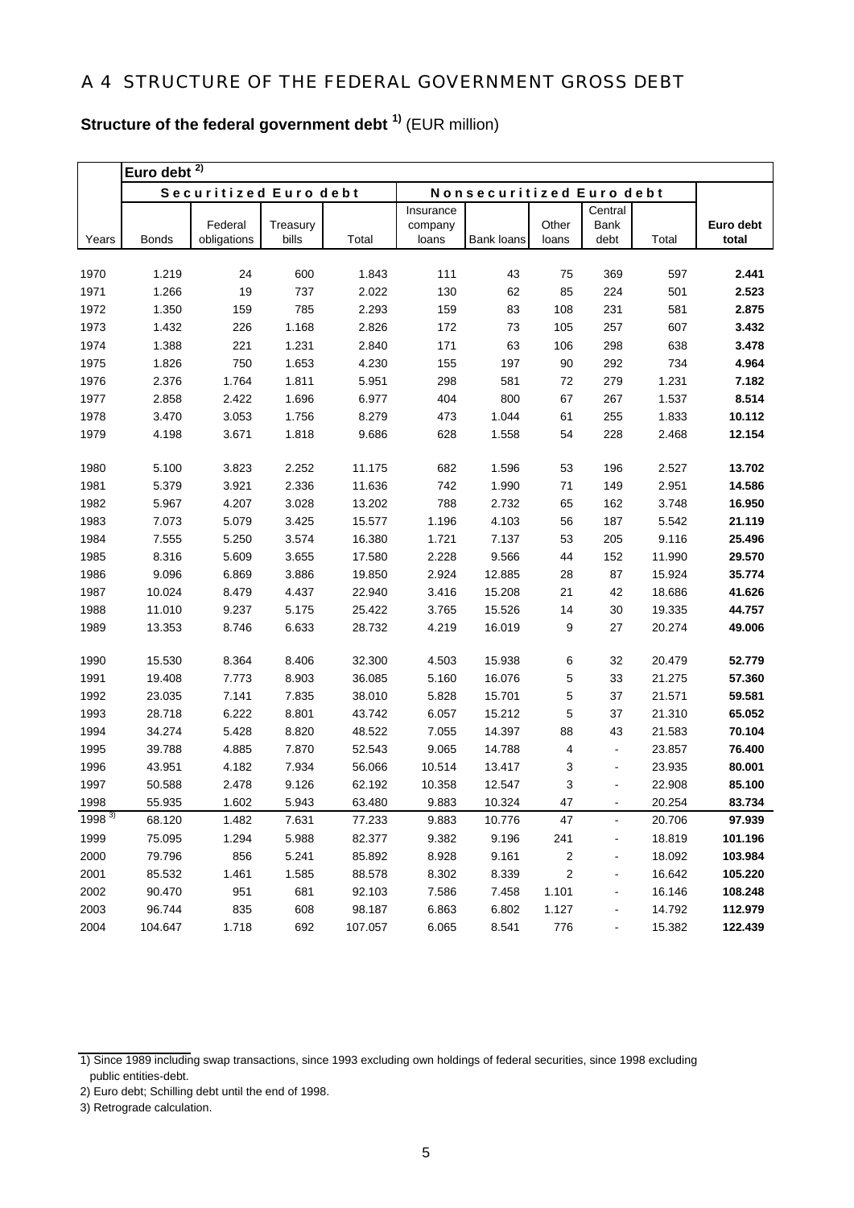# A 4 STRUCTURE OF THE FEDERAL GOVERNMENT GROSS DEBT

**Structure of the federal government debt [1)]** (EUR million)

| | Euro debt [2)] | | | | | | | | | |
|---|---|---|---|---|---|---|---|---|---|---|
| | Securitized Euro debt | | | | Nonsecuritized Euro debt | | | | | |
| Years | Bonds | Federal obligations | Treasury bills | Total | Insurance company loans | Bank loans | Other loans | Central Bank debt | Total | **Euro debt total** |
| 1970 | 1.219 | 24 | 600 | 1.843 | 111 | 43 | 75 | 369 | 597 | **2.441** |
| 1971 | 1.266 | 19 | 737 | 2.022 | 130 | 62 | 85 | 224 | 501 | **2.523** |
| 1972 | 1.350 | 159 | 785 | 2.293 | 159 | 83 | 108 | 231 | 581 | **2.875** |
| 1973 | 1.432 | 226 | 1.168 | 2.826 | 172 | 73 | 105 | 257 | 607 | **3.432** |
| 1974 | 1.388 | 221 | 1.231 | 2.840 | 171 | 63 | 106 | 298 | 638 | **3.478** |
| 1975 | 1.826 | 750 | 1.653 | 4.230 | 155 | 197 | 90 | 292 | 734 | **4.964** |
| 1976 | 2.376 | 1.764 | 1.811 | 5.951 | 298 | 581 | 72 | 279 | 1.231 | **7.182** |
| 1977 | 2.858 | 2.422 | 1.696 | 6.977 | 404 | 800 | 67 | 267 | 1.537 | **8.514** |
| 1978 | 3.470 | 3.053 | 1.756 | 8.279 | 473 | 1.044 | 61 | 255 | 1.833 | **10.112** |
| 1979 | 4.198 | 3.671 | 1.818 | 9.686 | 628 | 1.558 | 54 | 228 | 2.468 | **12.154** |
| 1980 | 5.100 | 3.823 | 2.252 | 11.175 | 682 | 1.596 | 53 | 196 | 2.527 | **13.702** |
| 1981 | 5.379 | 3.921 | 2.336 | 11.636 | 742 | 1.990 | 71 | 149 | 2.951 | **14.586** |
| 1982 | 5.967 | 4.207 | 3.028 | 13.202 | 788 | 2.732 | 65 | 162 | 3.748 | **16.950** |
| 1983 | 7.073 | 5.079 | 3.425 | 15.577 | 1.196 | 4.103 | 56 | 187 | 5.542 | **21.119** |
| 1984 | 7.555 | 5.250 | 3.574 | 16.380 | 1.721 | 7.137 | 53 | 205 | 9.116 | **25.496** |
| 1985 | 8.316 | 5.609 | 3.655 | 17.580 | 2.228 | 9.566 | 44 | 152 | 11.990 | **29.570** |
| 1986 | 9.096 | 6.869 | 3.886 | 19.850 | 2.924 | 12.885 | 28 | 87 | 15.924 | **35.774** |
| 1987 | 10.024 | 8.479 | 4.437 | 22.940 | 3.416 | 15.208 | 21 | 42 | 18.686 | **41.626** |
| 1988 | 11.010 | 9.237 | 5.175 | 25.422 | 3.765 | 15.526 | 14 | 30 | 19.335 | **44.757** |
| 1989 | 13.353 | 8.746 | 6.633 | 28.732 | 4.219 | 16.019 | 9 | 27 | 20.274 | **49.006** |
| 1990 | 15.530 | 8.364 | 8.406 | 32.300 | 4.503 | 15.938 | 6 | 32 | 20.479 | **52.779** |
| 1991 | 19.408 | 7.773 | 8.903 | 36.085 | 5.160 | 16.076 | 5 | 33 | 21.275 | **57.360** |
| 1992 | 23.035 | 7.141 | 7.835 | 38.010 | 5.828 | 15.701 | 5 | 37 | 21.571 | **59.581** |
| 1993 | 28.718 | 6.222 | 8.801 | 43.742 | 6.057 | 15.212 | 5 | 37 | 21.310 | **65.052** |
| 1994 | 34.274 | 5.428 | 8.820 | 48.522 | 7.055 | 14.397 | 88 | 43 | 21.583 | **70.104** |
| 1995 | 39.788 | 4.885 | 7.870 | 52.543 | 9.065 | 14.788 | 4 | - | 23.857 | **76.400** |
| 1996 | 43.951 | 4.182 | 7.934 | 56.066 | 10.514 | 13.417 | 3 | - | 23.935 | **80.001** |
| 1997 | 50.588 | 2.478 | 9.126 | 62.192 | 10.358 | 12.547 | 3 | - | 22.908 | **85.100** |
| 1998 | 55.935 | 1.602 | 5.943 | 63.480 | 9.883 | 10.324 | 47 | - | 20.254 | **83.734** |
| 1998 [3)] | 68.120 | 1.482 | 7.631 | 77.233 | 9.883 | 10.776 | 47 | - | 20.706 | **97.939** |
| 1999 | 75.095 | 1.294 | 5.988 | 82.377 | 9.382 | 9.196 | 241 | - | 18.819 | **101.196** |
| 2000 | 79.796 | 856 | 5.241 | 85.892 | 8.928 | 9.161 | 2 | - | 18.092 | **103.984** |
| 2001 | 85.532 | 1.461 | 1.585 | 88.578 | 8.302 | 8.339 | 2 | - | 16.642 | **105.220** |
| 2002 | 90.470 | 951 | 681 | 92.103 | 7.586 | 7.458 | 1.101 | - | 16.146 | **108.248** |
| 2003 | 96.744 | 835 | 608 | 98.187 | 6.863 | 6.802 | 1.127 | - | 14.792 | **112.979** |
| 2004 | 104.647 | 1.718 | 692 | 107.057 | 6.065 | 8.541 | 776 | - | 15.382 | **122.439** |

1) Since 1989 including swap transactions, since 1993 excluding own holdings of federal securities, since 1998 excluding public entities-debt.

2) Euro debt; Schilling debt until the end of 1998.

3) Retrograde calculation.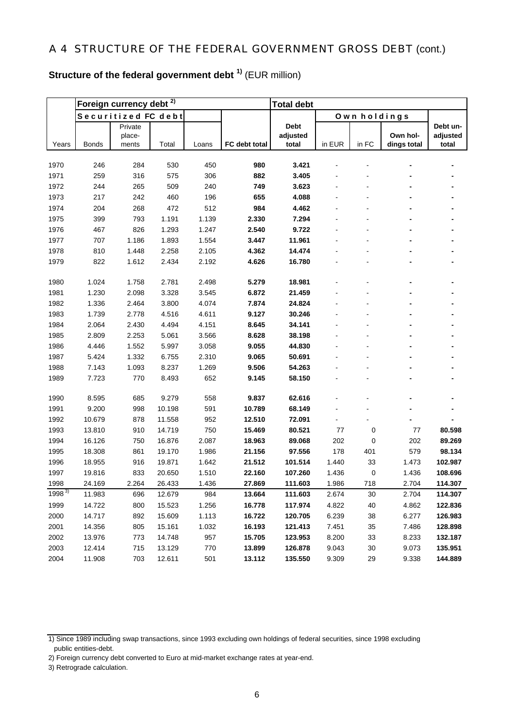## A 4 STRUCTURE OF THE FEDERAL GOVERNMENT GROSS DEBT (cont.)

### Structure of the federal government debt [1] (EUR million)

| | Foreign currency debt [2] | | | | | Total debt | | | | |
|---|---|---|---|---|---|---|---|---|---|---|
| | Securitized FC debt | | | | | | Own holdings | | | |
| Years | Bonds | Private place-ments | Total | Loans | **FC debt total** | **Debt adjusted total** | in EUR | in FC | Own hol-dings total | **Debt un-adjusted total** |
| 1970 | 246 | 284 | 530 | 450 | **980** | **3.421** | - | - | - | - |
| 1971 | 259 | 316 | 575 | 306 | **882** | **3.405** | - | - | - | - |
| 1972 | 244 | 265 | 509 | 240 | **749** | **3.623** | - | - | - | - |
| 1973 | 217 | 242 | 460 | 196 | **655** | **4.088** | - | - | - | - |
| 1974 | 204 | 268 | 472 | 512 | **984** | **4.462** | - | - | - | - |
| 1975 | 399 | 793 | 1.191 | 1.139 | **2.330** | **7.294** | - | - | - | - |
| 1976 | 467 | 826 | 1.293 | 1.247 | **2.540** | **9.722** | - | - | - | - |
| 1977 | 707 | 1.186 | 1.893 | 1.554 | **3.447** | **11.961** | - | - | - | - |
| 1978 | 810 | 1.448 | 2.258 | 2.105 | **4.362** | **14.474** | - | - | - | - |
| 1979 | 822 | 1.612 | 2.434 | 2.192 | **4.626** | **16.780** | - | - | - | - |
| 1980 | 1.024 | 1.758 | 2.781 | 2.498 | **5.279** | **18.981** | - | - | - | - |
| 1981 | 1.230 | 2.098 | 3.328 | 3.545 | **6.872** | **21.459** | - | - | - | - |
| 1982 | 1.336 | 2.464 | 3.800 | 4.074 | **7.874** | **24.824** | - | - | - | - |
| 1983 | 1.739 | 2.778 | 4.516 | 4.611 | **9.127** | **30.246** | - | - | - | - |
| 1984 | 2.064 | 2.430 | 4.494 | 4.151 | **8.645** | **34.141** | - | - | - | - |
| 1985 | 2.809 | 2.253 | 5.061 | 3.566 | **8.628** | **38.198** | - | - | - | - |
| 1986 | 4.446 | 1.552 | 5.997 | 3.058 | **9.055** | **44.830** | - | - | - | - |
| 1987 | 5.424 | 1.332 | 6.755 | 2.310 | **9.065** | **50.691** | - | - | - | - |
| 1988 | 7.143 | 1.093 | 8.237 | 1.269 | **9.506** | **54.263** | - | - | - | - |
| 1989 | 7.723 | 770 | 8.493 | 652 | **9.145** | **58.150** | - | - | - | - |
| 1990 | 8.595 | 685 | 9.279 | 558 | **9.837** | **62.616** | - | - | - | - |
| 1991 | 9.200 | 998 | 10.198 | 591 | **10.789** | **68.149** | - | - | - | - |
| 1992 | 10.679 | 878 | 11.558 | 952 | **12.510** | **72.091** | - | - | - | - |
| 1993 | 13.810 | 910 | 14.719 | 750 | **15.469** | **80.521** | 77 | 0 | 77 | **80.598** |
| 1994 | 16.126 | 750 | 16.876 | 2.087 | **18.963** | **89.068** | 202 | 0 | 202 | **89.269** |
| 1995 | 18.308 | 861 | 19.170 | 1.986 | **21.156** | **97.556** | 178 | 401 | 579 | **98.134** |
| 1996 | 18.955 | 916 | 19.871 | 1.642 | **21.512** | **101.514** | 1.440 | 33 | 1.473 | **102.987** |
| 1997 | 19.816 | 833 | 20.650 | 1.510 | **22.160** | **107.260** | 1.436 | 0 | 1.436 | **108.696** |
| 1998 | 24.169 | 2.264 | 26.433 | 1.436 | **27.869** | **111.603** | 1.986 | 718 | 2.704 | **114.307** |
| 1998 [3] | 11.983 | 696 | 12.679 | 984 | **13.664** | **111.603** | 2.674 | 30 | 2.704 | **114.307** |
| 1999 | 14.722 | 800 | 15.523 | 1.256 | **16.778** | **117.974** | 4.822 | 40 | 4.862 | **122.836** |
| 2000 | 14.717 | 892 | 15.609 | 1.113 | **16.722** | **120.705** | 6.239 | 38 | 6.277 | **126.983** |
| 2001 | 14.356 | 805 | 15.161 | 1.032 | **16.193** | **121.413** | 7.451 | 35 | 7.486 | **128.898** |
| 2002 | 13.976 | 773 | 14.748 | 957 | **15.705** | **123.953** | 8.200 | 33 | 8.233 | **132.187** |
| 2003 | 12.414 | 715 | 13.129 | 770 | **13.899** | **126.878** | 9.043 | 30 | 9.073 | **135.951** |
| 2004 | 11.908 | 703 | 12.611 | 501 | **13.112** | **135.550** | 9.309 | 29 | 9.338 | **144.889** |

1) Since 1989 including swap transactions, since 1993 excluding own holdings of federal securities, since 1998 excluding public entities-debt.

2) Foreign currency debt converted to Euro at mid-market exchange rates at year-end.

3) Retrograde calculation.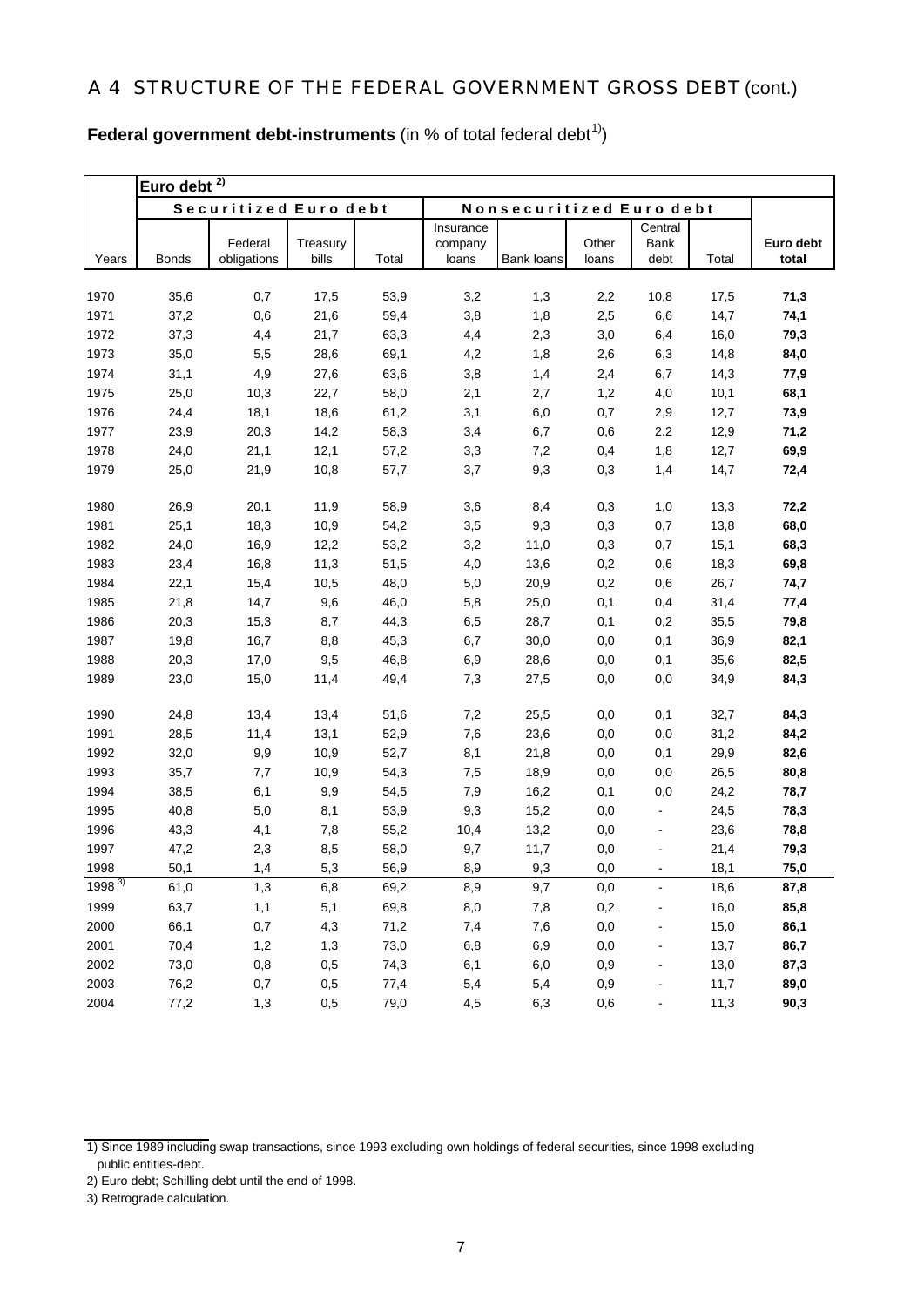# A 4 STRUCTURE OF THE FEDERAL GOVERNMENT GROSS DEBT (cont.)

**Federal government debt-instruments** (in % of total federal debt[1])

| | Euro debt [2] | | | | | | | | | |
|---|---|---|---|---|---|---|---|---|---|---|
| | Securitized Euro debt | | | | Nonsecuritized Euro debt | | | | | |
| Years | Bonds | Federal obligations | Treasury bills | Total | Insurance company loans | Bank loans | Other loans | Central Bank debt | Total | **Euro debt total** |
| 1970 | 35,6 | 0,7 | 17,5 | 53,9 | 3,2 | 1,3 | 2,2 | 10,8 | 17,5 | **71,3** |
| 1971 | 37,2 | 0,6 | 21,6 | 59,4 | 3,8 | 1,8 | 2,5 | 6,6 | 14,7 | **74,1** |
| 1972 | 37,3 | 4,4 | 21,7 | 63,3 | 4,4 | 2,3 | 3,0 | 6,4 | 16,0 | **79,3** |
| 1973 | 35,0 | 5,5 | 28,6 | 69,1 | 4,2 | 1,8 | 2,6 | 6,3 | 14,8 | **84,0** |
| 1974 | 31,1 | 4,9 | 27,6 | 63,6 | 3,8 | 1,4 | 2,4 | 6,7 | 14,3 | **77,9** |
| 1975 | 25,0 | 10,3 | 22,7 | 58,0 | 2,1 | 2,7 | 1,2 | 4,0 | 10,1 | **68,1** |
| 1976 | 24,4 | 18,1 | 18,6 | 61,2 | 3,1 | 6,0 | 0,7 | 2,9 | 12,7 | **73,9** |
| 1977 | 23,9 | 20,3 | 14,2 | 58,3 | 3,4 | 6,7 | 0,6 | 2,2 | 12,9 | **71,2** |
| 1978 | 24,0 | 21,1 | 12,1 | 57,2 | 3,3 | 7,2 | 0,4 | 1,8 | 12,7 | **69,9** |
| 1979 | 25,0 | 21,9 | 10,8 | 57,7 | 3,7 | 9,3 | 0,3 | 1,4 | 14,7 | **72,4** |
| 1980 | 26,9 | 20,1 | 11,9 | 58,9 | 3,6 | 8,4 | 0,3 | 1,0 | 13,3 | **72,2** |
| 1981 | 25,1 | 18,3 | 10,9 | 54,2 | 3,5 | 9,3 | 0,3 | 0,7 | 13,8 | **68,0** |
| 1982 | 24,0 | 16,9 | 12,2 | 53,2 | 3,2 | 11,0 | 0,3 | 0,7 | 15,1 | **68,3** |
| 1983 | 23,4 | 16,8 | 11,3 | 51,5 | 4,0 | 13,6 | 0,2 | 0,6 | 18,3 | **69,8** |
| 1984 | 22,1 | 15,4 | 10,5 | 48,0 | 5,0 | 20,9 | 0,2 | 0,6 | 26,7 | **74,7** |
| 1985 | 21,8 | 14,7 | 9,6 | 46,0 | 5,8 | 25,0 | 0,1 | 0,4 | 31,4 | **77,4** |
| 1986 | 20,3 | 15,3 | 8,7 | 44,3 | 6,5 | 28,7 | 0,1 | 0,2 | 35,5 | **79,8** |
| 1987 | 19,8 | 16,7 | 8,8 | 45,3 | 6,7 | 30,0 | 0,0 | 0,1 | 36,9 | **82,1** |
| 1988 | 20,3 | 17,0 | 9,5 | 46,8 | 6,9 | 28,6 | 0,0 | 0,1 | 35,6 | **82,5** |
| 1989 | 23,0 | 15,0 | 11,4 | 49,4 | 7,3 | 27,5 | 0,0 | 0,0 | 34,9 | **84,3** |
| 1990 | 24,8 | 13,4 | 13,4 | 51,6 | 7,2 | 25,5 | 0,0 | 0,1 | 32,7 | **84,3** |
| 1991 | 28,5 | 11,4 | 13,1 | 52,9 | 7,6 | 23,6 | 0,0 | 0,0 | 31,2 | **84,2** |
| 1992 | 32,0 | 9,9 | 10,9 | 52,7 | 8,1 | 21,8 | 0,0 | 0,1 | 29,9 | **82,6** |
| 1993 | 35,7 | 7,7 | 10,9 | 54,3 | 7,5 | 18,9 | 0,0 | 0,0 | 26,5 | **80,8** |
| 1994 | 38,5 | 6,1 | 9,9 | 54,5 | 7,9 | 16,2 | 0,1 | 0,0 | 24,2 | **78,7** |
| 1995 | 40,8 | 5,0 | 8,1 | 53,9 | 9,3 | 15,2 | 0,0 | - | 24,5 | **78,3** |
| 1996 | 43,3 | 4,1 | 7,8 | 55,2 | 10,4 | 13,2 | 0,0 | - | 23,6 | **78,8** |
| 1997 | 47,2 | 2,3 | 8,5 | 58,0 | 9,7 | 11,7 | 0,0 | - | 21,4 | **79,3** |
| 1998 | 50,1 | 1,4 | 5,3 | 56,9 | 8,9 | 9,3 | 0,0 | - | 18,1 | **75,0** |
| 1998 [3] | 61,0 | 1,3 | 6,8 | 69,2 | 8,9 | 9,7 | 0,0 | - | 18,6 | **87,8** |
| 1999 | 63,7 | 1,1 | 5,1 | 69,8 | 8,0 | 7,8 | 0,2 | - | 16,0 | **85,8** |
| 2000 | 66,1 | 0,7 | 4,3 | 71,2 | 7,4 | 7,6 | 0,0 | - | 15,0 | **86,1** |
| 2001 | 70,4 | 1,2 | 1,3 | 73,0 | 6,8 | 6,9 | 0,0 | - | 13,7 | **86,7** |
| 2002 | 73,0 | 0,8 | 0,5 | 74,3 | 6,1 | 6,0 | 0,9 | - | 13,0 | **87,3** |
| 2003 | 76,2 | 0,7 | 0,5 | 77,4 | 5,4 | 5,4 | 0,9 | - | 11,7 | **89,0** |
| 2004 | 77,2 | 1,3 | 0,5 | 79,0 | 4,5 | 6,3 | 0,6 | - | 11,3 | **90,3** |

1) Since 1989 including swap transactions, since 1993 excluding own holdings of federal securities, since 1998 excluding public entities-debt.

2) Euro debt; Schilling debt until the end of 1998.

3) Retrograde calculation.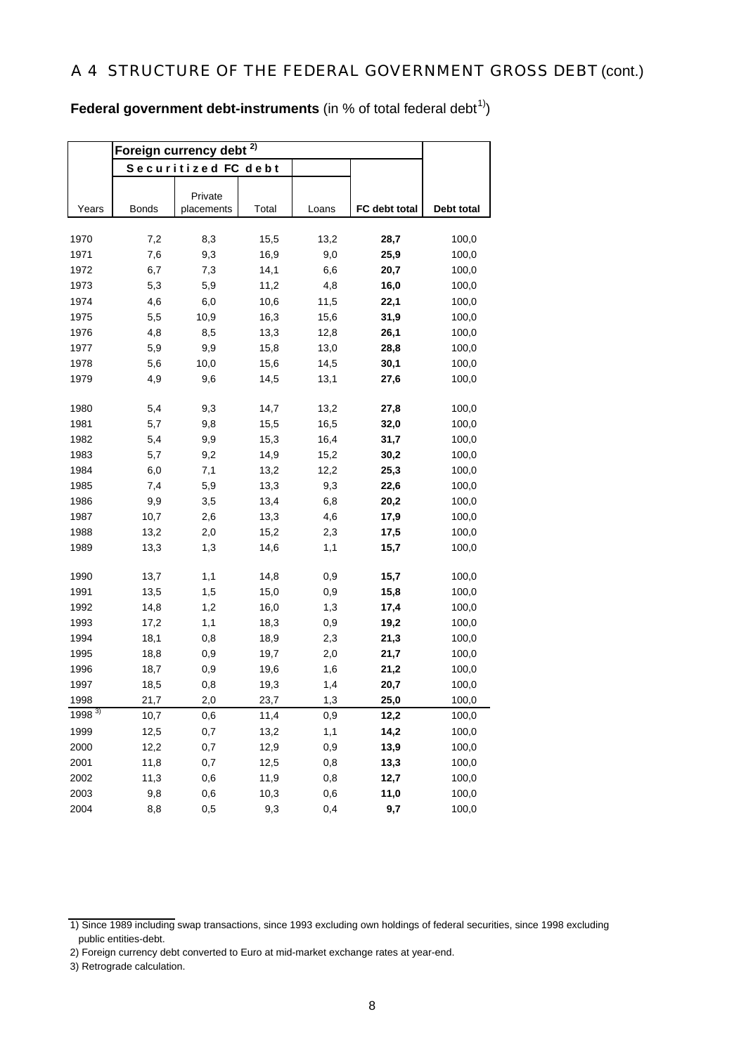# A 4 STRUCTURE OF THE FEDERAL GOVERNMENT GROSS DEBT (cont.)

**Federal government debt-instruments** (in % of total federal debt[1])

| | Foreign currency debt [2] | | | | | |
|---|---|---|---|---|---|---|
| | Securitized FC debt | | | | | |
| Years | Bonds | Private placements | Total | Loans | **FC debt total** | **Debt total** |
| 1970 | 7,2 | 8,3 | 15,5 | 13,2 | **28,7** | 100,0 |
| 1971 | 7,6 | 9,3 | 16,9 | 9,0 | **25,9** | 100,0 |
| 1972 | 6,7 | 7,3 | 14,1 | 6,6 | **20,7** | 100,0 |
| 1973 | 5,3 | 5,9 | 11,2 | 4,8 | **16,0** | 100,0 |
| 1974 | 4,6 | 6,0 | 10,6 | 11,5 | **22,1** | 100,0 |
| 1975 | 5,5 | 10,9 | 16,3 | 15,6 | **31,9** | 100,0 |
| 1976 | 4,8 | 8,5 | 13,3 | 12,8 | **26,1** | 100,0 |
| 1977 | 5,9 | 9,9 | 15,8 | 13,0 | **28,8** | 100,0 |
| 1978 | 5,6 | 10,0 | 15,6 | 14,5 | **30,1** | 100,0 |
| 1979 | 4,9 | 9,6 | 14,5 | 13,1 | **27,6** | 100,0 |
| 1980 | 5,4 | 9,3 | 14,7 | 13,2 | **27,8** | 100,0 |
| 1981 | 5,7 | 9,8 | 15,5 | 16,5 | **32,0** | 100,0 |
| 1982 | 5,4 | 9,9 | 15,3 | 16,4 | **31,7** | 100,0 |
| 1983 | 5,7 | 9,2 | 14,9 | 15,2 | **30,2** | 100,0 |
| 1984 | 6,0 | 7,1 | 13,2 | 12,2 | **25,3** | 100,0 |
| 1985 | 7,4 | 5,9 | 13,3 | 9,3 | **22,6** | 100,0 |
| 1986 | 9,9 | 3,5 | 13,4 | 6,8 | **20,2** | 100,0 |
| 1987 | 10,7 | 2,6 | 13,3 | 4,6 | **17,9** | 100,0 |
| 1988 | 13,2 | 2,0 | 15,2 | 2,3 | **17,5** | 100,0 |
| 1989 | 13,3 | 1,3 | 14,6 | 1,1 | **15,7** | 100,0 |
| 1990 | 13,7 | 1,1 | 14,8 | 0,9 | **15,7** | 100,0 |
| 1991 | 13,5 | 1,5 | 15,0 | 0,9 | **15,8** | 100,0 |
| 1992 | 14,8 | 1,2 | 16,0 | 1,3 | **17,4** | 100,0 |
| 1993 | 17,2 | 1,1 | 18,3 | 0,9 | **19,2** | 100,0 |
| 1994 | 18,1 | 0,8 | 18,9 | 2,3 | **21,3** | 100,0 |
| 1995 | 18,8 | 0,9 | 19,7 | 2,0 | **21,7** | 100,0 |
| 1996 | 18,7 | 0,9 | 19,6 | 1,6 | **21,2** | 100,0 |
| 1997 | 18,5 | 0,8 | 19,3 | 1,4 | **20,7** | 100,0 |
| 1998 | 21,7 | 2,0 | 23,7 | 1,3 | **25,0** | 100,0 |
| 1998 [3] | 10,7 | 0,6 | 11,4 | 0,9 | **12,2** | 100,0 |
| 1999 | 12,5 | 0,7 | 13,2 | 1,1 | **14,2** | 100,0 |
| 2000 | 12,2 | 0,7 | 12,9 | 0,9 | **13,9** | 100,0 |
| 2001 | 11,8 | 0,7 | 12,5 | 0,8 | **13,3** | 100,0 |
| 2002 | 11,3 | 0,6 | 11,9 | 0,8 | **12,7** | 100,0 |
| 2003 | 9,8 | 0,6 | 10,3 | 0,6 | **11,0** | 100,0 |
| 2004 | 8,8 | 0,5 | 9,3 | 0,4 | **9,7** | 100,0 |

1) Since 1989 including swap transactions, since 1993 excluding own holdings of federal securities, since 1998 excluding public entities-debt.

2) Foreign currency debt converted to Euro at mid-market exchange rates at year-end.

3) Retrograde calculation.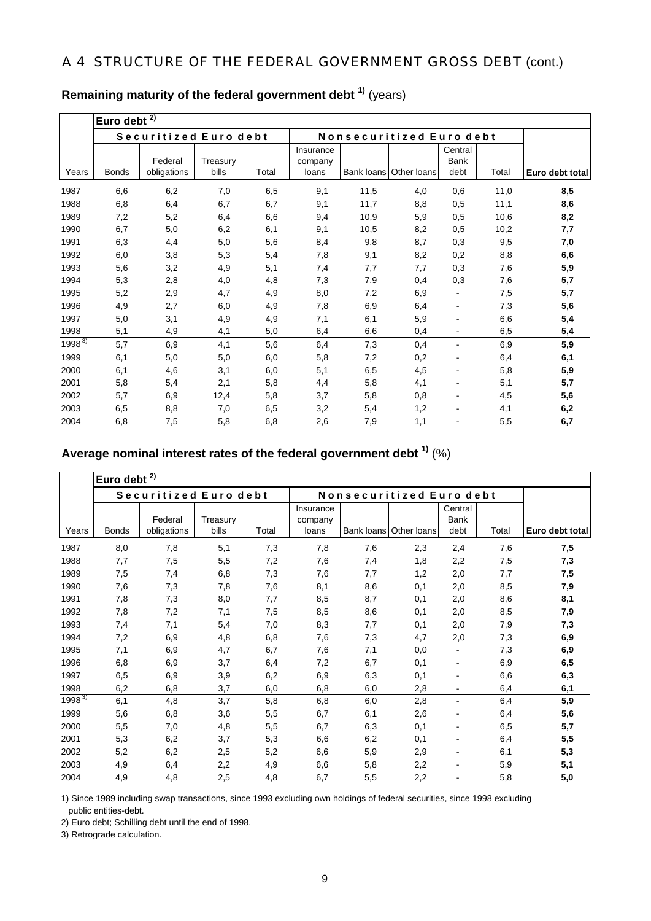## A 4 STRUCTURE OF THE FEDERAL GOVERNMENT GROSS DEBT (cont.)

### Remaining maturity of the federal government debt 1) (years)

| | Euro debt 2) | | | | | | | | | |
|---|---|---|---|---|---|---|---|---|---|---|
| | Securitized Euro debt | | | | Nonsecuritized Euro debt | | | | | |
| Years | Bonds | Federal obligations | Treasury bills | Total | Insurance company loans | Bank loans | Other loans | Central Bank debt | Total | **Euro debt total** |
| 1987 | 6,6 | 6,2 | 7,0 | 6,5 | 9,1 | 11,5 | 4,0 | 0,6 | 11,0 | **8,5** |
| 1988 | 6,8 | 6,4 | 6,7 | 6,7 | 9,1 | 11,7 | 8,8 | 0,5 | 11,1 | **8,6** |
| 1989 | 7,2 | 5,2 | 6,4 | 6,6 | 9,4 | 10,9 | 5,9 | 0,5 | 10,6 | **8,2** |
| 1990 | 6,7 | 5,0 | 6,2 | 6,1 | 9,1 | 10,5 | 8,2 | 0,5 | 10,2 | **7,7** |
| 1991 | 6,3 | 4,4 | 5,0 | 5,6 | 8,4 | 9,8 | 8,7 | 0,3 | 9,5 | **7,0** |
| 1992 | 6,0 | 3,8 | 5,3 | 5,4 | 7,8 | 9,1 | 8,2 | 0,2 | 8,8 | **6,6** |
| 1993 | 5,6 | 3,2 | 4,9 | 5,1 | 7,4 | 7,7 | 7,7 | 0,3 | 7,6 | **5,9** |
| 1994 | 5,3 | 2,8 | 4,0 | 4,8 | 7,3 | 7,9 | 0,4 | 0,3 | 7,6 | **5,7** |
| 1995 | 5,2 | 2,9 | 4,7 | 4,9 | 8,0 | 7,2 | 6,9 | - | 7,5 | **5,7** |
| 1996 | 4,9 | 2,7 | 6,0 | 4,9 | 7,8 | 6,9 | 6,4 | - | 7,3 | **5,6** |
| 1997 | 5,0 | 3,1 | 4,9 | 4,9 | 7,1 | 6,1 | 5,9 | - | 6,6 | **5,4** |
| 1998 | 5,1 | 4,9 | 4,1 | 5,0 | 6,4 | 6,6 | 0,4 | - | 6,5 | **5,4** |
| 1998 3) | 5,7 | 6,9 | 4,1 | 5,6 | 6,4 | 7,3 | 0,4 | - | 6,9 | **5,9** |
| 1999 | 6,1 | 5,0 | 5,0 | 6,0 | 5,8 | 7,2 | 0,2 | - | 6,4 | **6,1** |
| 2000 | 6,1 | 4,6 | 3,1 | 6,0 | 5,1 | 6,5 | 4,5 | - | 5,8 | **5,9** |
| 2001 | 5,8 | 5,4 | 2,1 | 5,8 | 4,4 | 5,8 | 4,1 | - | 5,1 | **5,7** |
| 2002 | 5,7 | 6,9 | 12,4 | 5,8 | 3,7 | 5,8 | 0,8 | - | 4,5 | **5,6** |
| 2003 | 6,5 | 8,8 | 7,0 | 6,5 | 3,2 | 5,4 | 1,2 | - | 4,1 | **6,2** |
| 2004 | 6,8 | 7,5 | 5,8 | 6,8 | 2,6 | 7,9 | 1,1 | - | 5,5 | **6,7** |

### Average nominal interest rates of the federal government debt 1) (%)

| | Euro debt 2) | | | | | | | | | |
|---|---|---|---|---|---|---|---|---|---|---|
| | Securitized Euro debt | | | | Nonsecuritized Euro debt | | | | | |
| Years | Bonds | Federal obligations | Treasury bills | Total | Insurance company loans | Bank loans | Other loans | Central Bank debt | Total | **Euro debt total** |
| 1987 | 8,0 | 7,8 | 5,1 | 7,3 | 7,8 | 7,6 | 2,3 | 2,4 | 7,6 | **7,5** |
| 1988 | 7,7 | 7,5 | 5,5 | 7,2 | 7,6 | 7,4 | 1,8 | 2,2 | 7,5 | **7,3** |
| 1989 | 7,5 | 7,4 | 6,8 | 7,3 | 7,6 | 7,7 | 1,2 | 2,0 | 7,7 | **7,5** |
| 1990 | 7,6 | 7,3 | 7,8 | 7,6 | 8,1 | 8,6 | 0,1 | 2,0 | 8,5 | **7,9** |
| 1991 | 7,8 | 7,3 | 8,0 | 7,7 | 8,5 | 8,7 | 0,1 | 2,0 | 8,6 | **8,1** |
| 1992 | 7,8 | 7,2 | 7,1 | 7,5 | 8,5 | 8,6 | 0,1 | 2,0 | 8,5 | **7,9** |
| 1993 | 7,4 | 7,1 | 5,4 | 7,0 | 8,3 | 7,7 | 0,1 | 2,0 | 7,9 | **7,3** |
| 1994 | 7,2 | 6,9 | 4,8 | 6,8 | 7,6 | 7,3 | 4,7 | 2,0 | 7,3 | **6,9** |
| 1995 | 7,1 | 6,9 | 4,7 | 6,7 | 7,6 | 7,1 | 0,0 | - | 7,3 | **6,9** |
| 1996 | 6,8 | 6,9 | 3,7 | 6,4 | 7,2 | 6,7 | 0,1 | - | 6,9 | **6,5** |
| 1997 | 6,5 | 6,9 | 3,9 | 6,2 | 6,9 | 6,3 | 0,1 | - | 6,6 | **6,3** |
| 1998 | 6,2 | 6,8 | 3,7 | 6,0 | 6,8 | 6,0 | 2,8 | - | 6,4 | **6,1** |
| 1998 3) | 6,1 | 4,8 | 3,7 | 5,8 | 6,8 | 6,0 | 2,8 | - | 6,4 | **5,9** |
| 1999 | 5,6 | 6,8 | 3,6 | 5,5 | 6,7 | 6,1 | 2,6 | - | 6,4 | **5,6** |
| 2000 | 5,5 | 7,0 | 4,8 | 5,5 | 6,7 | 6,3 | 0,1 | - | 6,5 | **5,7** |
| 2001 | 5,3 | 6,2 | 3,7 | 5,3 | 6,6 | 6,2 | 0,1 | - | 6,4 | **5,5** |
| 2002 | 5,2 | 6,2 | 2,5 | 5,2 | 6,6 | 5,9 | 2,9 | - | 6,1 | **5,3** |
| 2003 | 4,9 | 6,4 | 2,2 | 4,9 | 6,6 | 5,8 | 2,2 | - | 5,9 | **5,1** |
| 2004 | 4,9 | 4,8 | 2,5 | 4,8 | 6,7 | 5,5 | 2,2 | - | 5,8 | **5,0** |

1) Since 1989 including swap transactions, since 1993 excluding own holdings of federal securities, since 1998 excluding public entities-debt.

2) Euro debt; Schilling debt until the end of 1998.

3) Retrograde calculation.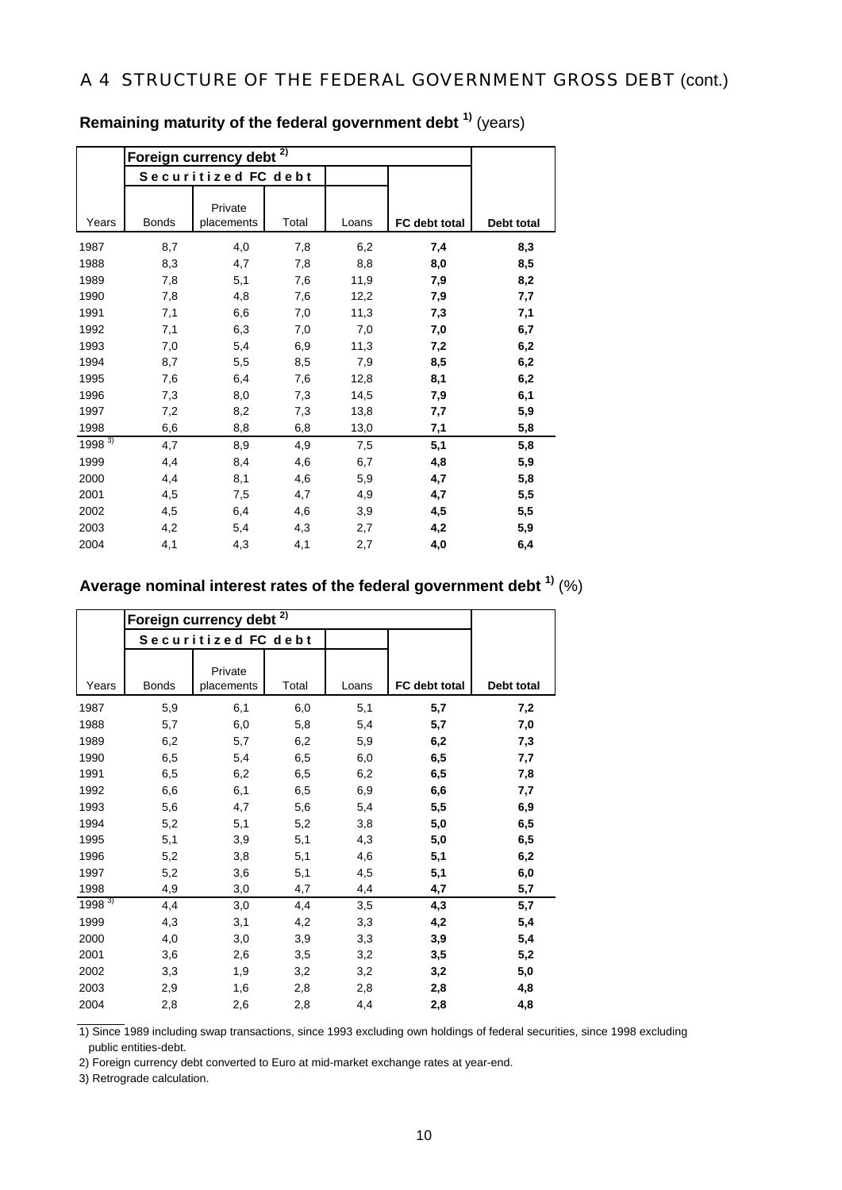# A 4 STRUCTURE OF THE FEDERAL GOVERNMENT GROSS DEBT (cont.)

## Remaining maturity of the federal government debt [1] (years)

| | Foreign currency debt [2] | | | | | |
|---|---|---|---|---|---|---|
| | Securitized FC debt | | | | | |
| Years | Bonds | Private placements | Total | Loans | **FC debt total** | **Debt total** |
| 1987 | 8,7 | 4,0 | 7,8 | 6,2 | **7,4** | **8,3** |
| 1988 | 8,3 | 4,7 | 7,8 | 8,8 | **8,0** | **8,5** |
| 1989 | 7,8 | 5,1 | 7,6 | 11,9 | **7,9** | **8,2** |
| 1990 | 7,8 | 4,8 | 7,6 | 12,2 | **7,9** | **7,7** |
| 1991 | 7,1 | 6,6 | 7,0 | 11,3 | **7,3** | **7,1** |
| 1992 | 7,1 | 6,3 | 7,0 | 7,0 | **7,0** | **6,7** |
| 1993 | 7,0 | 5,4 | 6,9 | 11,3 | **7,2** | **6,2** |
| 1994 | 8,7 | 5,5 | 8,5 | 7,9 | **8,5** | **6,2** |
| 1995 | 7,6 | 6,4 | 7,6 | 12,8 | **8,1** | **6,2** |
| 1996 | 7,3 | 8,0 | 7,3 | 14,5 | **7,9** | **6,1** |
| 1997 | 7,2 | 8,2 | 7,3 | 13,8 | **7,7** | **5,9** |
| 1998 | 6,6 | 8,8 | 6,8 | 13,0 | **7,1** | **5,8** |
| 1998 [3] | 4,7 | 8,9 | 4,9 | 7,5 | **5,1** | **5,8** |
| 1999 | 4,4 | 8,4 | 4,6 | 6,7 | **4,8** | **5,9** |
| 2000 | 4,4 | 8,1 | 4,6 | 5,9 | **4,7** | **5,8** |
| 2001 | 4,5 | 7,5 | 4,7 | 4,9 | **4,7** | **5,5** |
| 2002 | 4,5 | 6,4 | 4,6 | 3,9 | **4,5** | **5,5** |
| 2003 | 4,2 | 5,4 | 4,3 | 2,7 | **4,2** | **5,9** |
| 2004 | 4,1 | 4,3 | 4,1 | 2,7 | **4,0** | **6,4** |

## Average nominal interest rates of the federal government debt [1] (%)

| | Foreign currency debt [2] | | | | | |
|---|---|---|---|---|---|---|
| | Securitized FC debt | | | | | |
| Years | Bonds | Private placements | Total | Loans | **FC debt total** | **Debt total** |
| 1987 | 5,9 | 6,1 | 6,0 | 5,1 | **5,7** | **7,2** |
| 1988 | 5,7 | 6,0 | 5,8 | 5,4 | **5,7** | **7,0** |
| 1989 | 6,2 | 5,7 | 6,2 | 5,9 | **6,2** | **7,3** |
| 1990 | 6,5 | 5,4 | 6,5 | 6,0 | **6,5** | **7,7** |
| 1991 | 6,5 | 6,2 | 6,5 | 6,2 | **6,5** | **7,8** |
| 1992 | 6,6 | 6,1 | 6,5 | 6,9 | **6,6** | **7,7** |
| 1993 | 5,6 | 4,7 | 5,6 | 5,4 | **5,5** | **6,9** |
| 1994 | 5,2 | 5,1 | 5,2 | 3,8 | **5,0** | **6,5** |
| 1995 | 5,1 | 3,9 | 5,1 | 4,3 | **5,0** | **6,5** |
| 1996 | 5,2 | 3,8 | 5,1 | 4,6 | **5,1** | **6,2** |
| 1997 | 5,2 | 3,6 | 5,1 | 4,5 | **5,1** | **6,0** |
| 1998 | 4,9 | 3,0 | 4,7 | 4,4 | **4,7** | **5,7** |
| 1998 [3] | 4,4 | 3,0 | 4,4 | 3,5 | **4,3** | **5,7** |
| 1999 | 4,3 | 3,1 | 4,2 | 3,3 | **4,2** | **5,4** |
| 2000 | 4,0 | 3,0 | 3,9 | 3,3 | **3,9** | **5,4** |
| 2001 | 3,6 | 2,6 | 3,5 | 3,2 | **3,5** | **5,2** |
| 2002 | 3,3 | 1,9 | 3,2 | 3,2 | **3,2** | **5,0** |
| 2003 | 2,9 | 1,6 | 2,8 | 2,8 | **2,8** | **4,8** |
| 2004 | 2,8 | 2,6 | 2,8 | 4,4 | **2,8** | **4,8** |

1) Since 1989 including swap transactions, since 1993 excluding own holdings of federal securities, since 1998 excluding public entities-debt.

2) Foreign currency debt converted to Euro at mid-market exchange rates at year-end.

3) Retrograde calculation.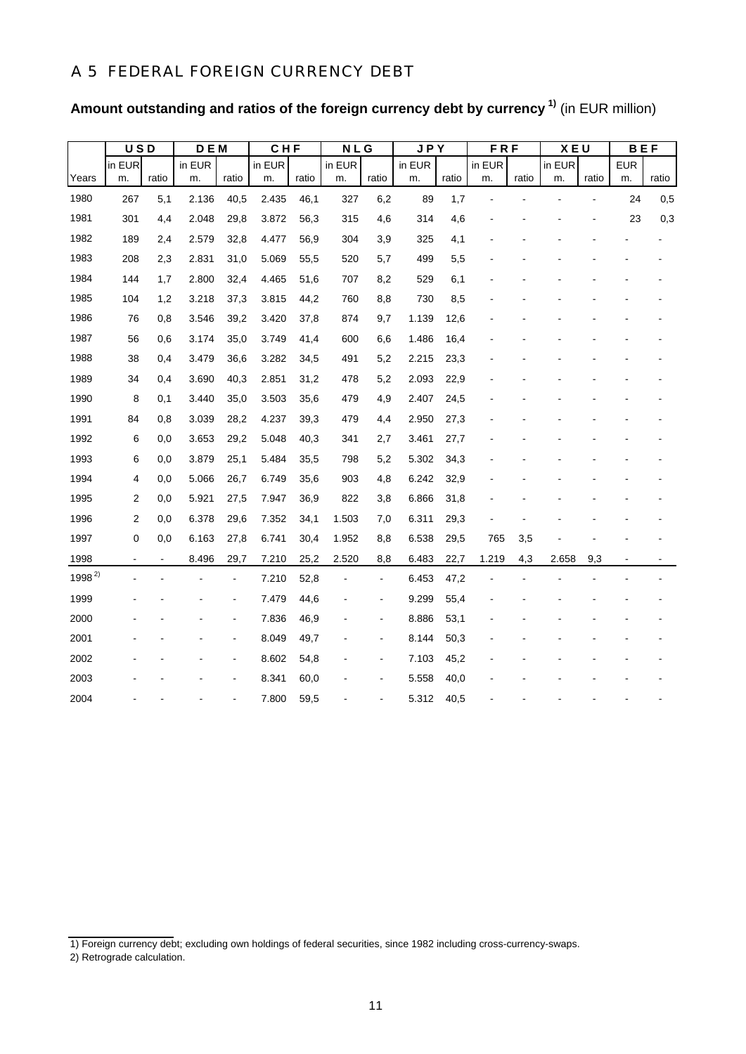## A 5 FEDERAL FOREIGN CURRENCY DEBT

**Amount outstanding and ratios of the foreign currency debt by currency [1)]** (in EUR million)

| | USD | | DEM | | CHF | | NLG | | JPY | | FRF | | XEU | | BEF | |
|---|---|---|---|---|---|---|---|---|---|---|---|---|---|---|---|---|
| Years | in EUR m. | ratio | in EUR m. | ratio | in EUR m. | ratio | in EUR m. | ratio | in EUR m. | ratio | in EUR m. | ratio | in EUR m. | ratio | EUR m. | ratio |
| 1980 | 267 | 5,1 | 2.136 | 40,5 | 2.435 | 46,1 | 327 | 6,2 | 89 | 1,7 | - | - | - | - | 24 | 0,5 |
| 1981 | 301 | 4,4 | 2.048 | 29,8 | 3.872 | 56,3 | 315 | 4,6 | 314 | 4,6 | - | - | - | - | 23 | 0,3 |
| 1982 | 189 | 2,4 | 2.579 | 32,8 | 4.477 | 56,9 | 304 | 3,9 | 325 | 4,1 | - | - | - | - | - | - |
| 1983 | 208 | 2,3 | 2.831 | 31,0 | 5.069 | 55,5 | 520 | 5,7 | 499 | 5,5 | - | - | - | - | - | - |
| 1984 | 144 | 1,7 | 2.800 | 32,4 | 4.465 | 51,6 | 707 | 8,2 | 529 | 6,1 | - | - | - | - | - | - |
| 1985 | 104 | 1,2 | 3.218 | 37,3 | 3.815 | 44,2 | 760 | 8,8 | 730 | 8,5 | - | - | - | - | - | - |
| 1986 | 76 | 0,8 | 3.546 | 39,2 | 3.420 | 37,8 | 874 | 9,7 | 1.139 | 12,6 | - | - | - | - | - | - |
| 1987 | 56 | 0,6 | 3.174 | 35,0 | 3.749 | 41,4 | 600 | 6,6 | 1.486 | 16,4 | - | - | - | - | - | - |
| 1988 | 38 | 0,4 | 3.479 | 36,6 | 3.282 | 34,5 | 491 | 5,2 | 2.215 | 23,3 | - | - | - | - | - | - |
| 1989 | 34 | 0,4 | 3.690 | 40,3 | 2.851 | 31,2 | 478 | 5,2 | 2.093 | 22,9 | - | - | - | - | - | - |
| 1990 | 8 | 0,1 | 3.440 | 35,0 | 3.503 | 35,6 | 479 | 4,9 | 2.407 | 24,5 | - | - | - | - | - | - |
| 1991 | 84 | 0,8 | 3.039 | 28,2 | 4.237 | 39,3 | 479 | 4,4 | 2.950 | 27,3 | - | - | - | - | - | - |
| 1992 | 6 | 0,0 | 3.653 | 29,2 | 5.048 | 40,3 | 341 | 2,7 | 3.461 | 27,7 | - | - | - | - | - | - |
| 1993 | 6 | 0,0 | 3.879 | 25,1 | 5.484 | 35,5 | 798 | 5,2 | 5.302 | 34,3 | - | - | - | - | - | - |
| 1994 | 4 | 0,0 | 5.066 | 26,7 | 6.749 | 35,6 | 903 | 4,8 | 6.242 | 32,9 | - | - | - | - | - | - |
| 1995 | 2 | 0,0 | 5.921 | 27,5 | 7.947 | 36,9 | 822 | 3,8 | 6.866 | 31,8 | - | - | - | - | - | - |
| 1996 | 2 | 0,0 | 6.378 | 29,6 | 7.352 | 34,1 | 1.503 | 7,0 | 6.311 | 29,3 | - | - | - | - | - | - |
| 1997 | 0 | 0,0 | 6.163 | 27,8 | 6.741 | 30,4 | 1.952 | 8,8 | 6.538 | 29,5 | 765 | 3,5 | - | - | - | - |
| 1998 | - | - | 8.496 | 29,7 | 7.210 | 25,2 | 2.520 | 8,8 | 6.483 | 22,7 | 1.219 | 4,3 | 2.658 | 9,3 | - | - |
| 1998 [2)] | - | - | - | - | 7.210 | 52,8 | - | - | 6.453 | 47,2 | - | - | - | - | - | - |
| 1999 | - | - | - | - | 7.479 | 44,6 | - | - | 9.299 | 55,4 | - | - | - | - | - | - |
| 2000 | - | - | - | - | 7.836 | 46,9 | - | - | 8.886 | 53,1 | - | - | - | - | - | - |
| 2001 | - | - | - | - | 8.049 | 49,7 | - | - | 8.144 | 50,3 | - | - | - | - | - | - |
| 2002 | - | - | - | - | 8.602 | 54,8 | - | - | 7.103 | 45,2 | - | - | - | - | - | - |
| 2003 | - | - | - | - | 8.341 | 60,0 | - | - | 5.558 | 40,0 | - | - | - | - | - | - |
| 2004 | - | - | - | - | 7.800 | 59,5 | - | - | 5.312 | 40,5 | - | - | - | - | - | - |

1) Foreign currency debt; excluding own holdings of federal securities, since 1982 including cross-currency-swaps.

2) Retrograde calculation.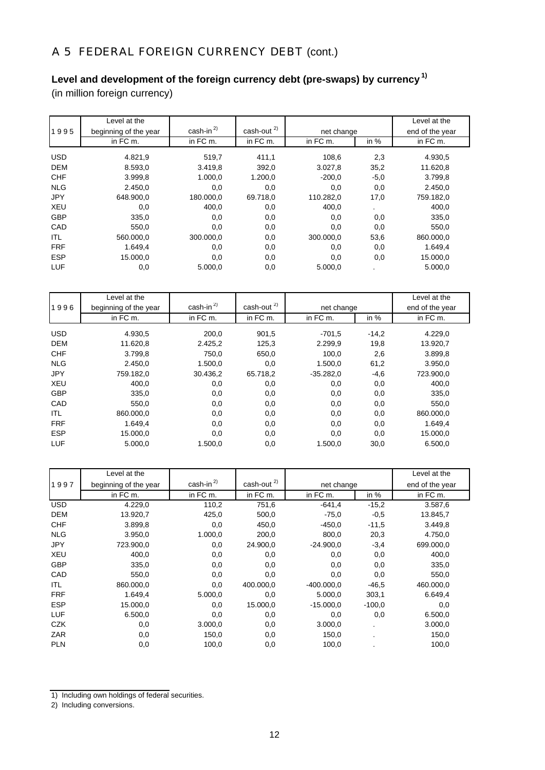# A 5 FEDERAL FOREIGN CURRENCY DEBT (cont.)

## Level and development of the foreign currency debt (pre-swaps) by currency [1]

(in million foreign currency)

| 1995 | Level at the beginning of the year | cash-in [2] | cash-out [2] | net change | | Level at the end of the year |
|---|---|---|---|---|---|---|
| | in FC m. | in FC m. | in FC m. | in FC m. | in % | in FC m. |
| USD | 4.821,9 | 519,7 | 411,1 | 108,6 | 2,3 | 4.930,5 |
| DEM | 8.593,0 | 3.419,8 | 392,0 | 3.027,8 | 35,2 | 11.620,8 |
| CHF | 3.999,8 | 1.000,0 | 1.200,0 | -200,0 | -5,0 | 3.799,8 |
| NLG | 2.450,0 | 0,0 | 0,0 | 0,0 | 0,0 | 2.450,0 |
| JPY | 648.900,0 | 180.000,0 | 69.718,0 | 110.282,0 | 17,0 | 759.182,0 |
| XEU | 0,0 | 400,0 | 0,0 | 400,0 | . | 400,0 |
| GBP | 335,0 | 0,0 | 0,0 | 0,0 | 0,0 | 335,0 |
| CAD | 550,0 | 0,0 | 0,0 | 0,0 | 0,0 | 550,0 |
| ITL | 560.000,0 | 300.000,0 | 0,0 | 300.000,0 | 53,6 | 860.000,0 |
| FRF | 1.649,4 | 0,0 | 0,0 | 0,0 | 0,0 | 1.649,4 |
| ESP | 15.000,0 | 0,0 | 0,0 | 0,0 | 0,0 | 15.000,0 |
| LUF | 0,0 | 5.000,0 | 0,0 | 5.000,0 | . | 5.000,0 |

| 1996 | Level at the beginning of the year | cash-in [2] | cash-out [2] | net change | | Level at the end of the year |
|---|---|---|---|---|---|---|
| | in FC m. | in FC m. | in FC m. | in FC m. | in % | in FC m. |
| USD | 4.930,5 | 200,0 | 901,5 | -701,5 | -14,2 | 4.229,0 |
| DEM | 11.620,8 | 2.425,2 | 125,3 | 2.299,9 | 19,8 | 13.920,7 |
| CHF | 3.799,8 | 750,0 | 650,0 | 100,0 | 2,6 | 3.899,8 |
| NLG | 2.450,0 | 1.500,0 | 0,0 | 1.500,0 | 61,2 | 3.950,0 |
| JPY | 759.182,0 | 30.436,2 | 65.718,2 | -35.282,0 | -4,6 | 723.900,0 |
| XEU | 400,0 | 0,0 | 0,0 | 0,0 | 0,0 | 400,0 |
| GBP | 335,0 | 0,0 | 0,0 | 0,0 | 0,0 | 335,0 |
| CAD | 550,0 | 0,0 | 0,0 | 0,0 | 0,0 | 550,0 |
| ITL | 860.000,0 | 0,0 | 0,0 | 0,0 | 0,0 | 860.000,0 |
| FRF | 1.649,4 | 0,0 | 0,0 | 0,0 | 0,0 | 1.649,4 |
| ESP | 15.000,0 | 0,0 | 0,0 | 0,0 | 0,0 | 15.000,0 |
| LUF | 5.000,0 | 1.500,0 | 0,0 | 1.500,0 | 30,0 | 6.500,0 |

| 1997 | Level at the beginning of the year | cash-in [2] | cash-out [2] | net change | | Level at the end of the year |
|---|---|---|---|---|---|---|
| | in FC m. | in FC m. | in FC m. | in FC m. | in % | in FC m. |
| USD | 4.229,0 | 110,2 | 751,6 | -641,4 | -15,2 | 3.587,6 |
| DEM | 13.920,7 | 425,0 | 500,0 | -75,0 | -0,5 | 13.845,7 |
| CHF | 3.899,8 | 0,0 | 450,0 | -450,0 | -11,5 | 3.449,8 |
| NLG | 3.950,0 | 1.000,0 | 200,0 | 800,0 | 20,3 | 4.750,0 |
| JPY | 723.900,0 | 0,0 | 24.900,0 | -24.900,0 | -3,4 | 699.000,0 |
| XEU | 400,0 | 0,0 | 0,0 | 0,0 | 0,0 | 400,0 |
| GBP | 335,0 | 0,0 | 0,0 | 0,0 | 0,0 | 335,0 |
| CAD | 550,0 | 0,0 | 0,0 | 0,0 | 0,0 | 550,0 |
| ITL | 860.000,0 | 0,0 | 400.000,0 | -400.000,0 | -46,5 | 460.000,0 |
| FRF | 1.649,4 | 5.000,0 | 0,0 | 5.000,0 | 303,1 | 6.649,4 |
| ESP | 15.000,0 | 0,0 | 15.000,0 | -15.000,0 | -100,0 | 0,0 |
| LUF | 6.500,0 | 0,0 | 0,0 | 0,0 | 0,0 | 6.500,0 |
| CZK | 0,0 | 3.000,0 | 0,0 | 3.000,0 | . | 3.000,0 |
| ZAR | 0,0 | 150,0 | 0,0 | 150,0 | . | 150,0 |
| PLN | 0,0 | 100,0 | 0,0 | 100,0 | . | 100,0 |

1) Including own holdings of federal securities.

2) Including conversions.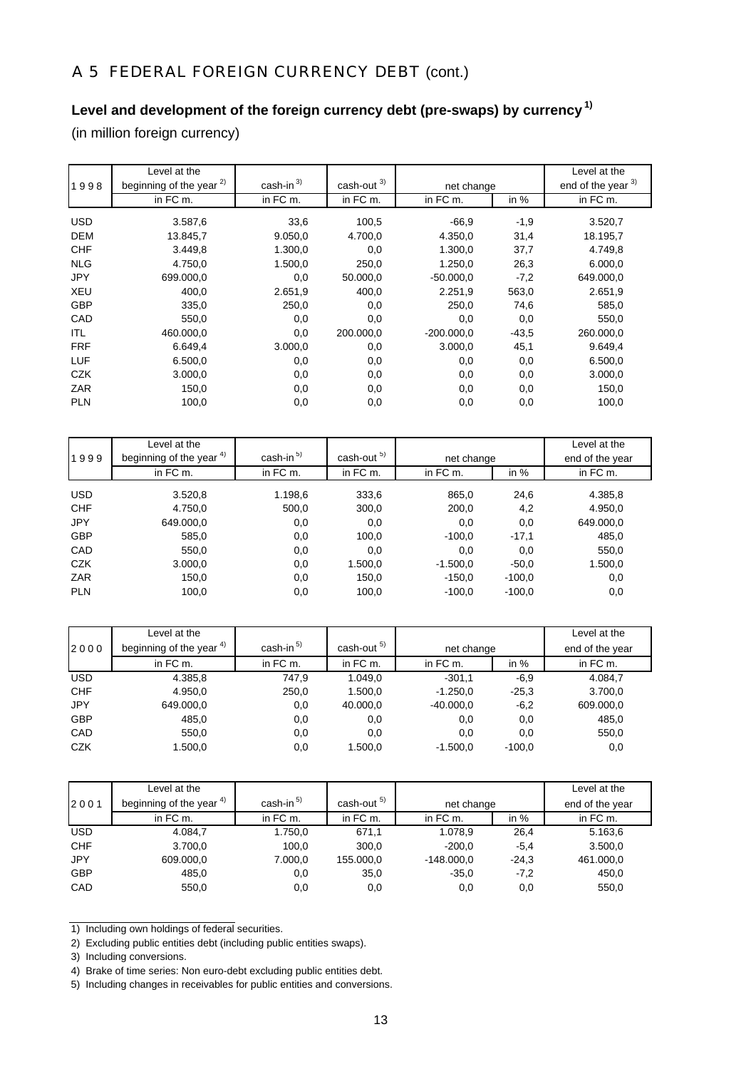## A 5 FEDERAL FOREIGN CURRENCY DEBT (cont.)

### Level and development of the foreign currency debt (pre-swaps) by currency [1)]

(in million foreign currency)

| 1998 | Level at the beginning of the year [2)] | cash-in [3)] | cash-out [3)] | net change | | Level at the end of the year [3)] |
|---|---|---|---|---|---|---|
| | in FC m. | in FC m. | in FC m. | in FC m. | in % | in FC m. |
| USD | 3.587,6 | 33,6 | 100,5 | -66,9 | -1,9 | 3.520,7 |
| DEM | 13.845,7 | 9.050,0 | 4.700,0 | 4.350,0 | 31,4 | 18.195,7 |
| CHF | 3.449,8 | 1.300,0 | 0,0 | 1.300,0 | 37,7 | 4.749,8 |
| NLG | 4.750,0 | 1.500,0 | 250,0 | 1.250,0 | 26,3 | 6.000,0 |
| JPY | 699.000,0 | 0,0 | 50.000,0 | -50.000,0 | -7,2 | 649.000,0 |
| XEU | 400,0 | 2.651,9 | 400,0 | 2.251,9 | 563,0 | 2.651,9 |
| GBP | 335,0 | 250,0 | 0,0 | 250,0 | 74,6 | 585,0 |
| CAD | 550,0 | 0,0 | 0,0 | 0,0 | 0,0 | 550,0 |
| ITL | 460.000,0 | 0,0 | 200.000,0 | -200.000,0 | -43,5 | 260.000,0 |
| FRF | 6.649,4 | 3.000,0 | 0,0 | 3.000,0 | 45,1 | 9.649,4 |
| LUF | 6.500,0 | 0,0 | 0,0 | 0,0 | 0,0 | 6.500,0 |
| CZK | 3.000,0 | 0,0 | 0,0 | 0,0 | 0,0 | 3.000,0 |
| ZAR | 150,0 | 0,0 | 0,0 | 0,0 | 0,0 | 150,0 |
| PLN | 100,0 | 0,0 | 0,0 | 0,0 | 0,0 | 100,0 |

| 1999 | Level at the beginning of the year [4)] | cash-in [5)] | cash-out [5)] | net change | | Level at the end of the year |
|---|---|---|---|---|---|---|
| | in FC m. | in FC m. | in FC m. | in FC m. | in % | in FC m. |
| USD | 3.520,8 | 1.198,6 | 333,6 | 865,0 | 24,6 | 4.385,8 |
| CHF | 4.750,0 | 500,0 | 300,0 | 200,0 | 4,2 | 4.950,0 |
| JPY | 649.000,0 | 0,0 | 0,0 | 0,0 | 0,0 | 649.000,0 |
| GBP | 585,0 | 0,0 | 100,0 | -100,0 | -17,1 | 485,0 |
| CAD | 550,0 | 0,0 | 0,0 | 0,0 | 0,0 | 550,0 |
| CZK | 3.000,0 | 0,0 | 1.500,0 | -1.500,0 | -50,0 | 1.500,0 |
| ZAR | 150,0 | 0,0 | 150,0 | -150,0 | -100,0 | 0,0 |
| PLN | 100,0 | 0,0 | 100,0 | -100,0 | -100,0 | 0,0 |

| 2000 | Level at the beginning of the year [4)] | cash-in [5)] | cash-out [5)] | net change | | Level at the end of the year |
|---|---|---|---|---|---|---|
| | in FC m. | in FC m. | in FC m. | in FC m. | in % | in FC m. |
| USD | 4.385,8 | 747,9 | 1.049,0 | -301,1 | -6,9 | 4.084,7 |
| CHF | 4.950,0 | 250,0 | 1.500,0 | -1.250,0 | -25,3 | 3.700,0 |
| JPY | 649.000,0 | 0,0 | 40.000,0 | -40.000,0 | -6,2 | 609.000,0 |
| GBP | 485,0 | 0,0 | 0,0 | 0,0 | 0,0 | 485,0 |
| CAD | 550,0 | 0,0 | 0,0 | 0,0 | 0,0 | 550,0 |
| CZK | 1.500,0 | 0,0 | 1.500,0 | -1.500,0 | -100,0 | 0,0 |

| 2001 | Level at the beginning of the year [4)] | cash-in [5)] | cash-out [5)] | net change | | Level at the end of the year |
|---|---|---|---|---|---|---|
| | in FC m. | in FC m. | in FC m. | in FC m. | in % | in FC m. |
| USD | 4.084,7 | 1.750,0 | 671,1 | 1.078,9 | 26,4 | 5.163,6 |
| CHF | 3.700,0 | 100,0 | 300,0 | -200,0 | -5,4 | 3.500,0 |
| JPY | 609.000,0 | 7.000,0 | 155.000,0 | -148.000,0 | -24,3 | 461.000,0 |
| GBP | 485,0 | 0,0 | 35,0 | -35,0 | -7,2 | 450,0 |
| CAD | 550,0 | 0,0 | 0,0 | 0,0 | 0,0 | 550,0 |

1) Including own holdings of federal securities.

2) Excluding public entities debt (including public entities swaps).

3) Including conversions.

4) Brake of time series: Non euro-debt excluding public entities debt.

5) Including changes in receivables for public entities and conversions.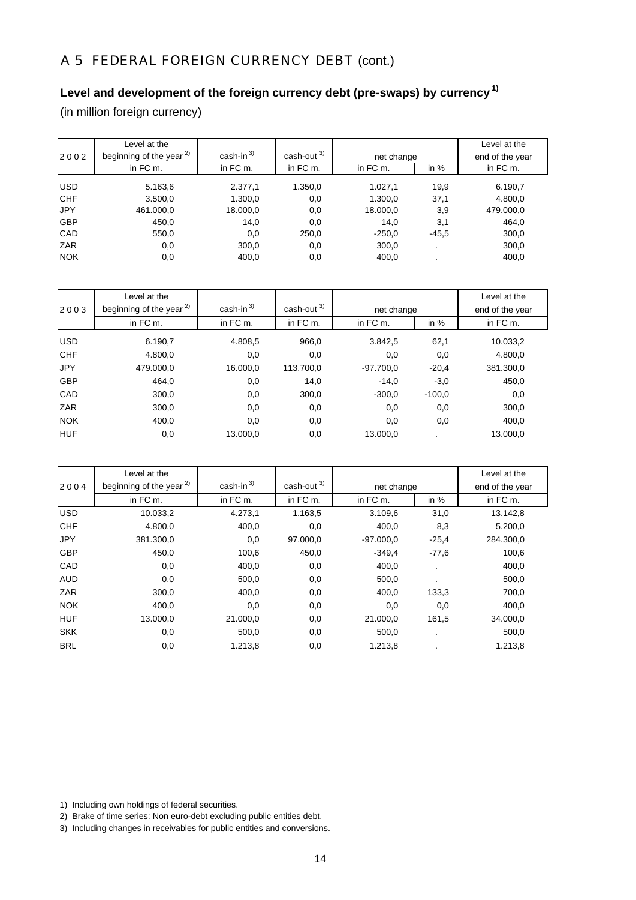## A 5 FEDERAL FOREIGN CURRENCY DEBT (cont.)

### Level and development of the foreign currency debt (pre-swaps) by currency [1)]

(in million foreign currency)

| 2 0 0 2 | Level at the beginning of the year [2)] | cash-in [3)] | cash-out [3)] | net change | | Level at the end of the year |
|---|---|---|---|---|---|---|
| | in FC m. | in FC m. | in FC m. | in FC m. | in % | in FC m. |
| USD | 5.163,6 | 2.377,1 | 1.350,0 | 1.027,1 | 19,9 | 6.190,7 |
| CHF | 3.500,0 | 1.300,0 | 0,0 | 1.300,0 | 37,1 | 4.800,0 |
| JPY | 461.000,0 | 18.000,0 | 0,0 | 18.000,0 | 3,9 | 479.000,0 |
| GBP | 450,0 | 14,0 | 0,0 | 14,0 | 3,1 | 464,0 |
| CAD | 550,0 | 0,0 | 250,0 | -250,0 | -45,5 | 300,0 |
| ZAR | 0,0 | 300,0 | 0,0 | 300,0 | . | 300,0 |
| NOK | 0,0 | 400,0 | 0,0 | 400,0 | . | 400,0 |

| 2 0 0 3 | Level at the beginning of the year [2)] | cash-in [3)] | cash-out [3)] | net change | | Level at the end of the year |
|---|---|---|---|---|---|---|
| | in FC m. | in FC m. | in FC m. | in FC m. | in % | in FC m. |
| USD | 6.190,7 | 4.808,5 | 966,0 | 3.842,5 | 62,1 | 10.033,2 |
| CHF | 4.800,0 | 0,0 | 0,0 | 0,0 | 0,0 | 4.800,0 |
| JPY | 479.000,0 | 16.000,0 | 113.700,0 | -97.700,0 | -20,4 | 381.300,0 |
| GBP | 464,0 | 0,0 | 14,0 | -14,0 | -3,0 | 450,0 |
| CAD | 300,0 | 0,0 | 300,0 | -300,0 | -100,0 | 0,0 |
| ZAR | 300,0 | 0,0 | 0,0 | 0,0 | 0,0 | 300,0 |
| NOK | 400,0 | 0,0 | 0,0 | 0,0 | 0,0 | 400,0 |
| HUF | 0,0 | 13.000,0 | 0,0 | 13.000,0 | . | 13.000,0 |

| 2 0 0 4 | Level at the beginning of the year [2)] | cash-in [3)] | cash-out [3)] | net change | | Level at the end of the year |
|---|---|---|---|---|---|---|
| | in FC m. | in FC m. | in FC m. | in FC m. | in % | in FC m. |
| USD | 10.033,2 | 4.273,1 | 1.163,5 | 3.109,6 | 31,0 | 13.142,8 |
| CHF | 4.800,0 | 400,0 | 0,0 | 400,0 | 8,3 | 5.200,0 |
| JPY | 381.300,0 | 0,0 | 97.000,0 | -97.000,0 | -25,4 | 284.300,0 |
| GBP | 450,0 | 100,6 | 450,0 | -349,4 | -77,6 | 100,6 |
| CAD | 0,0 | 400,0 | 0,0 | 400,0 | . | 400,0 |
| AUD | 0,0 | 500,0 | 0,0 | 500,0 | . | 500,0 |
| ZAR | 300,0 | 400,0 | 0,0 | 400,0 | 133,3 | 700,0 |
| NOK | 400,0 | 0,0 | 0,0 | 0,0 | 0,0 | 400,0 |
| HUF | 13.000,0 | 21.000,0 | 0,0 | 21.000,0 | 161,5 | 34.000,0 |
| SKK | 0,0 | 500,0 | 0,0 | 500,0 | . | 500,0 |
| BRL | 0,0 | 1.213,8 | 0,0 | 1.213,8 | . | 1.213,8 |

1) Including own holdings of federal securities.

2) Brake of time series: Non euro-debt excluding public entities debt.

3) Including changes in receivables for public entities and conversions.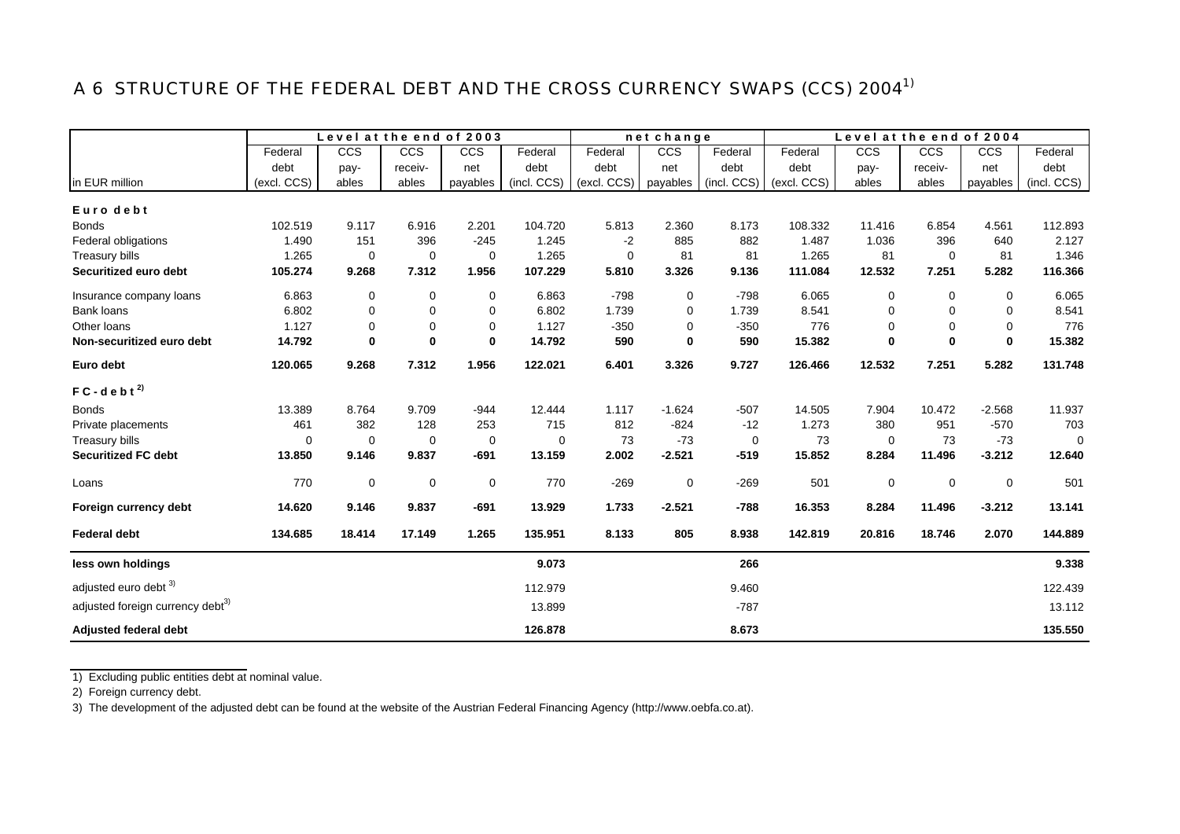## A 6 STRUCTURE OF THE FEDERAL DEBT AND THE CROSS CURRENCY SWAPS (CCS) 2004[1)]

| in EUR million | Level at the end of 2003 | | | | | net change | | | Level at the end of 2004 | | | | |
|---|---|---|---|---|---|---|---|---|---|---|---|---|---|
| | Federal debt (excl. CCS) | CCS payables | CCS receivables | CCS net payables | Federal debt (incl. CCS) | Federal debt (excl. CCS) | CCS net payables | Federal debt (incl. CCS) | Federal debt (excl. CCS) | CCS payables | CCS receivables | CCS net payables | Federal debt (incl. CCS) |
| **Euro debt** | | | | | | | | | | | | | |
| Bonds | 102.519 | 9.117 | 6.916 | 2.201 | 104.720 | 5.813 | 2.360 | 8.173 | 108.332 | 11.416 | 6.854 | 4.561 | 112.893 |
| Federal obligations | 1.490 | 151 | 396 | -245 | 1.245 | -2 | 885 | 882 | 1.487 | 1.036 | 396 | 640 | 2.127 |
| Treasury bills | 1.265 | 0 | 0 | 0 | 1.265 | 0 | 81 | 81 | 1.265 | 81 | 0 | 81 | 1.346 |
| **Securitized euro debt** | **105.274** | **9.268** | **7.312** | **1.956** | **107.229** | **5.810** | **3.326** | **9.136** | **111.084** | **12.532** | **7.251** | **5.282** | **116.366** |
| Insurance company loans | 6.863 | 0 | 0 | 0 | 6.863 | -798 | 0 | -798 | 6.065 | 0 | 0 | 0 | 6.065 |
| Bank loans | 6.802 | 0 | 0 | 0 | 6.802 | 1.739 | 0 | 1.739 | 8.541 | 0 | 0 | 0 | 8.541 |
| Other loans | 1.127 | 0 | 0 | 0 | 1.127 | -350 | 0 | -350 | 776 | 0 | 0 | 0 | 776 |
| **Non-securitized euro debt** | **14.792** | **0** | **0** | **0** | **14.792** | **590** | **0** | **590** | **15.382** | **0** | **0** | **0** | **15.382** |
| **Euro debt** | **120.065** | **9.268** | **7.312** | **1.956** | **122.021** | **6.401** | **3.326** | **9.727** | **126.466** | **12.532** | **7.251** | **5.282** | **131.748** |
| **FC-debt[2)]** | | | | | | | | | | | | | |
| Bonds | 13.389 | 8.764 | 9.709 | -944 | 12.444 | 1.117 | -1.624 | -507 | 14.505 | 7.904 | 10.472 | -2.568 | 11.937 |
| Private placements | 461 | 382 | 128 | 253 | 715 | 812 | -824 | -12 | 1.273 | 380 | 951 | -570 | 703 |
| Treasury bills | 0 | 0 | 0 | 0 | 0 | 73 | -73 | 0 | 73 | 0 | 73 | -73 | 0 |
| **Securitized FC debt** | **13.850** | **9.146** | **9.837** | **-691** | **13.159** | **2.002** | **-2.521** | **-519** | **15.852** | **8.284** | **11.496** | **-3.212** | **12.640** |
| Loans | 770 | 0 | 0 | 0 | 770 | -269 | 0 | -269 | 501 | 0 | 0 | 0 | 501 |
| **Foreign currency debt** | **14.620** | **9.146** | **9.837** | **-691** | **13.929** | **1.733** | **-2.521** | **-788** | **16.353** | **8.284** | **11.496** | **-3.212** | **13.141** |
| **Federal debt** | **134.685** | **18.414** | **17.149** | **1.265** | **135.951** | **8.133** | **805** | **8.938** | **142.819** | **20.816** | **18.746** | **2.070** | **144.889** |
| **less own holdings** | | | | | **9.073** | | | **266** | | | | | **9.338** |
| adjusted euro debt[3)] | | | | | 112.979 | | | 9.460 | | | | | 122.439 |
| adjusted foreign currency debt[3)] | | | | | 13.899 | | | -787 | | | | | 13.112 |
| **Adjusted federal debt** | | | | | **126.878** | | | **8.673** | | | | | **135.550** |

1) Excluding public entities debt at nominal value.

2) Foreign currency debt.

3) The development of the adjusted debt can be found at the website of the Austrian Federal Financing Agency (http://www.oebfa.co.at).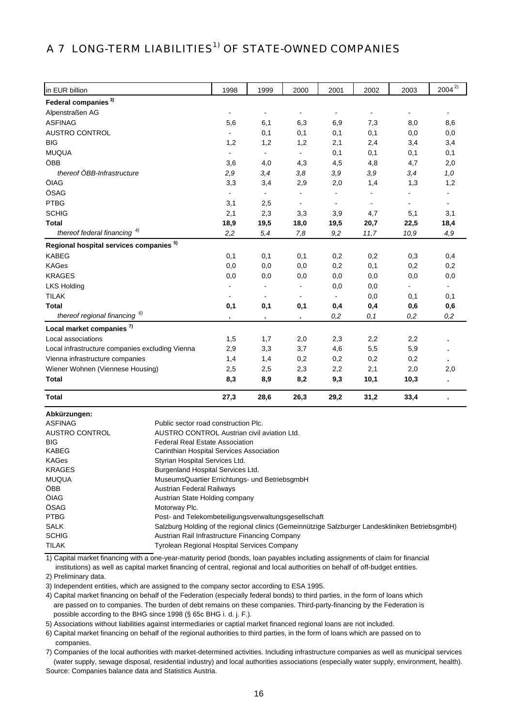# A 7 LONG-TERM LIABILITIES[1)] OF STATE-OWNED COMPANIES

| in EUR billion | 1998 | 1999 | 2000 | 2001 | 2002 | 2003 | 2004[2)] |
|---|---|---|---|---|---|---|---|
| **Federal companies[3)]** | | | | | | | |
| Alpenstraßen AG | - | - | - | - | - | - | - |
| ASFINAG | 5,6 | 6,1 | 6,3 | 6,9 | 7,3 | 8,0 | 8,6 |
| AUSTRO CONTROL | - | 0,1 | 0,1 | 0,1 | 0,1 | 0,0 | 0,0 |
| BIG | 1,2 | 1,2 | 1,2 | 2,1 | 2,4 | 3,4 | 3,4 |
| MUQUA | - | - | - | 0,1 | 0,1 | 0,1 | 0,1 |
| ÖBB | 3,6 | 4,0 | 4,3 | 4,5 | 4,8 | 4,7 | 2,0 |
| *thereof ÖBB-Infrastructure* | *2,9* | *3,4* | *3,8* | *3,9* | *3,9* | *3,4* | *1,0* |
| ÖIAG | 3,3 | 3,4 | 2,9 | 2,0 | 1,4 | 1,3 | 1,2 |
| ÖSAG | - | - | - | - | - | - | - |
| PTBG | 3,1 | 2,5 | - | - | - | - | - |
| SCHIG | 2,1 | 2,3 | 3,3 | 3,9 | 4,7 | 5,1 | 3,1 |
| **Total** | **18,9** | **19,5** | **18,0** | **19,5** | **20,7** | **22,5** | **18,4** |
| *thereof federal financing[4)]* | *2,2* | *5,4* | *7,8* | *9,2* | *11,7* | *10,9* | *4,9* |
| **Regional hospital services companies[5)]** | | | | | | | |
| KABEG | 0,1 | 0,1 | 0,1 | 0,2 | 0,2 | 0,3 | 0,4 |
| KAGes | 0,0 | 0,0 | 0,0 | 0,2 | 0,1 | 0,2 | 0,2 |
| KRAGES | 0,0 | 0,0 | 0,0 | 0,0 | 0,0 | 0,0 | 0,0 |
| LKS Holding | - | - | - | 0,0 | 0,0 | - | - |
| TILAK | - | - | - | - | 0,0 | 0,1 | 0,1 |
| **Total** | **0,1** | **0,1** | **0,1** | **0,4** | **0,4** | **0,6** | **0,6** |
| *thereof regional financing[6)]* | . | . | . | *0,2* | *0,1* | *0,2* | *0,2* |
| **Local market companies[7)]** | | | | | | | |
| Local associations | 1,5 | 1,7 | 2,0 | 2,3 | 2,2 | 2,2 | . |
| Local infrastructure companies excluding Vienna | 2,9 | 3,3 | 3,7 | 4,6 | 5,5 | 5,9 | . |
| Vienna infrastructure companies | 1,4 | 1,4 | 0,2 | 0,2 | 0,2 | 0,2 | . |
| Wiener Wohnen (Viennese Housing) | 2,5 | 2,5 | 2,3 | 2,2 | 2,1 | 2,0 | 2,0 |
| **Total** | **8,3** | **8,9** | **8,2** | **9,3** | **10,1** | **10,3** | . |
| **Total** | **27,3** | **28,6** | **26,3** | **29,2** | **31,2** | **33,4** | . |

**Abkürzungen:**

| | |
|---|---|
| ASFINAG | Public sector road construction Plc. |
| AUSTRO CONTROL | AUSTRO CONTROL Austrian civil aviation Ltd. |
| BIG | Federal Real Estate Association |
| KABEG | Carinthian Hospital Services Association |
| KAGes | Styrian Hospital Services Ltd. |
| KRAGES | Burgenland Hospital Services Ltd. |
| MUQUA | MuseumsQuartier Errichtungs- und BetriebsgmbH |
| ÖBB | Austrian Federal Railways |
| ÖIAG | Austrian State Holding company |
| ÖSAG | Motorway Plc. |
| PTBG | Post- and Telekombeteiligungsverwaltungsgesellschaft |
| SALK | Salzburg Holding of the regional clinics (Gemeinnützige Salzburger Landeskliniken BetriebsgmbH) |
| SCHIG | Austrian Rail Infrastructure Financing Company |
| TILAK | Tyrolean Regional Hospital Services Company |

1) Capital market financing with a one-year-maturity period (bonds, loan payables including assignments of claim for financial institutions) as well as capital market financing of central, regional and local authorities on behalf of off-budget entities.

2) Preliminary data.

3) Independent entities, which are assigned to the company sector according to ESA 1995.

4) Capital market financing on behalf of the Federation (especially federal bonds) to third parties, in the form of loans which are passed on to companies. The burden of debt remains on these companies. Third-party-financing by the Federation is possible according to the BHG since 1998 (§ 65c BHG i. d. j. F.).

5) Associations without liabilities against intermediaries or captial market financed regional loans are not included.

6) Capital market financing on behalf of the regional authorities to third parties, in the form of loans which are passed on to companies.

7) Companies of the local authorities with market-determined activities. Including infrastructure companies as well as municipal services (water supply, sewage disposal, residential industry) and local authorities associations (especially water supply, environment, health).

Source: Companies balance data and Statistics Austria.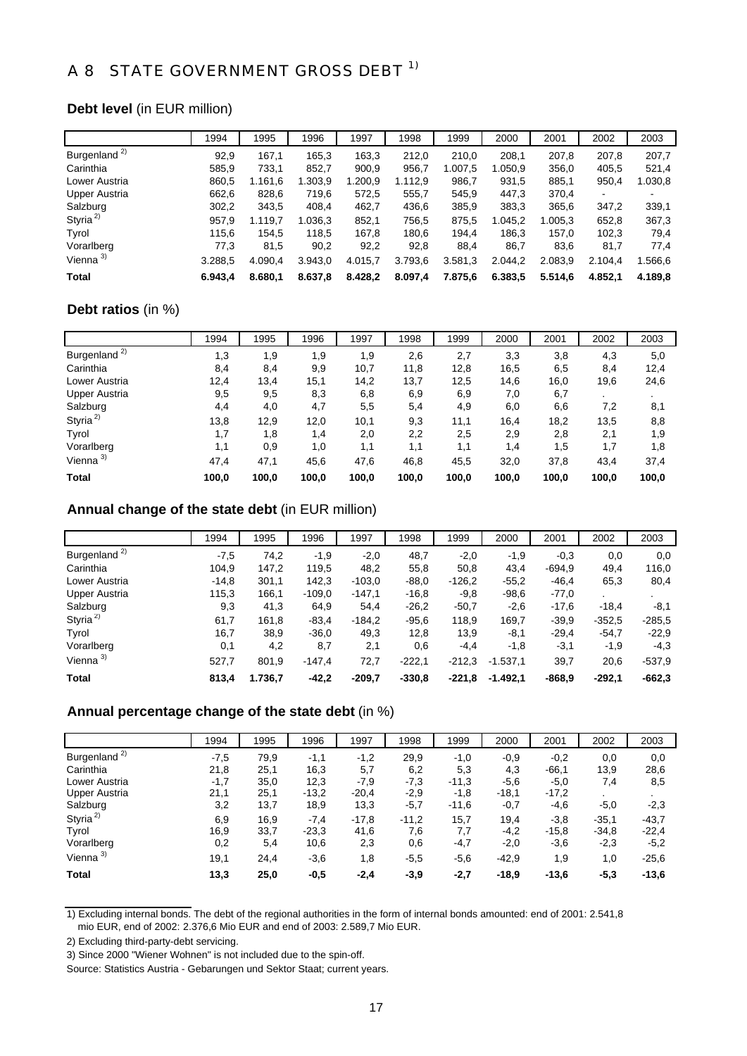## A 8 STATE GOVERNMENT GROSS DEBT [1)]

### Debt level (in EUR million)

| | 1994 | 1995 | 1996 | 1997 | 1998 | 1999 | 2000 | 2001 | 2002 | 2003 |
|---|---|---|---|---|---|---|---|---|---|---|
| Burgenland [2)] | 92,9 | 167,1 | 165,3 | 163,3 | 212,0 | 210,0 | 208,1 | 207,8 | 207,8 | 207,7 |
| Carinthia | 585,9 | 733,1 | 852,7 | 900,9 | 956,7 | 1.007,5 | 1.050,9 | 356,0 | 405,5 | 521,4 |
| Lower Austria | 860,5 | 1.161,6 | 1.303,9 | 1.200,9 | 1.112,9 | 986,7 | 931,5 | 885,1 | 950,4 | 1.030,8 |
| Upper Austria | 662,6 | 828,6 | 719,6 | 572,5 | 555,7 | 545,9 | 447,3 | 370,4 | - | - |
| Salzburg | 302,2 | 343,5 | 408,4 | 462,7 | 436,6 | 385,9 | 383,3 | 365,6 | 347,2 | 339,1 |
| Styria [2)] | 957,9 | 1.119,7 | 1.036,3 | 852,1 | 756,5 | 875,5 | 1.045,2 | 1.005,3 | 652,8 | 367,3 |
| Tyrol | 115,6 | 154,5 | 118,5 | 167,8 | 180,6 | 194,4 | 186,3 | 157,0 | 102,3 | 79,4 |
| Vorarlberg | 77,3 | 81,5 | 90,2 | 92,2 | 92,8 | 88,4 | 86,7 | 83,6 | 81,7 | 77,4 |
| Vienna [3)] | 3.288,5 | 4.090,4 | 3.943,0 | 4.015,7 | 3.793,6 | 3.581,3 | 2.044,2 | 2.083,9 | 2.104,4 | 1.566,6 |
| **Total** | **6.943,4** | **8.680,1** | **8.637,8** | **8.428,2** | **8.097,4** | **7.875,6** | **6.383,5** | **5.514,6** | **4.852,1** | **4.189,8** |

### Debt ratios (in %)

| | 1994 | 1995 | 1996 | 1997 | 1998 | 1999 | 2000 | 2001 | 2002 | 2003 |
|---|---|---|---|---|---|---|---|---|---|---|
| Burgenland [2)] | 1,3 | 1,9 | 1,9 | 1,9 | 2,6 | 2,7 | 3,3 | 3,8 | 4,3 | 5,0 |
| Carinthia | 8,4 | 8,4 | 9,9 | 10,7 | 11,8 | 12,8 | 16,5 | 6,5 | 8,4 | 12,4 |
| Lower Austria | 12,4 | 13,4 | 15,1 | 14,2 | 13,7 | 12,5 | 14,6 | 16,0 | 19,6 | 24,6 |
| Upper Austria | 9,5 | 9,5 | 8,3 | 6,8 | 6,9 | 6,9 | 7,0 | 6,7 | . | . |
| Salzburg | 4,4 | 4,0 | 4,7 | 5,5 | 5,4 | 4,9 | 6,0 | 6,6 | 7,2 | 8,1 |
| Styria [2)] | 13,8 | 12,9 | 12,0 | 10,1 | 9,3 | 11,1 | 16,4 | 18,2 | 13,5 | 8,8 |
| Tyrol | 1,7 | 1,8 | 1,4 | 2,0 | 2,2 | 2,5 | 2,9 | 2,8 | 2,1 | 1,9 |
| Vorarlberg | 1,1 | 0,9 | 1,0 | 1,1 | 1,1 | 1,1 | 1,4 | 1,5 | 1,7 | 1,8 |
| Vienna [3)] | 47,4 | 47,1 | 45,6 | 47,6 | 46,8 | 45,5 | 32,0 | 37,8 | 43,4 | 37,4 |
| **Total** | **100,0** | **100,0** | **100,0** | **100,0** | **100,0** | **100,0** | **100,0** | **100,0** | **100,0** | **100,0** |

### Annual change of the state debt (in EUR million)

| | 1994 | 1995 | 1996 | 1997 | 1998 | 1999 | 2000 | 2001 | 2002 | 2003 |
|---|---|---|---|---|---|---|---|---|---|---|
| Burgenland [2)] | -7,5 | 74,2 | -1,9 | -2,0 | 48,7 | -2,0 | -1,9 | -0,3 | 0,0 | 0,0 |
| Carinthia | 104,9 | 147,2 | 119,5 | 48,2 | 55,8 | 50,8 | 43,4 | -694,9 | 49,4 | 116,0 |
| Lower Austria | -14,8 | 301,1 | 142,3 | -103,0 | -88,0 | -126,2 | -55,2 | -46,4 | 65,3 | 80,4 |
| Upper Austria | 115,3 | 166,1 | -109,0 | -147,1 | -16,8 | -9,8 | -98,6 | -77,0 | . | . |
| Salzburg | 9,3 | 41,3 | 64,9 | 54,4 | -26,2 | -50,7 | -2,6 | -17,6 | -18,4 | -8,1 |
| Styria [2)] | 61,7 | 161,8 | -83,4 | -184,2 | -95,6 | 118,9 | 169,7 | -39,9 | -352,5 | -285,5 |
| Tyrol | 16,7 | 38,9 | -36,0 | 49,3 | 12,8 | 13,9 | -8,1 | -29,4 | -54,7 | -22,9 |
| Vorarlberg | 0,1 | 4,2 | 8,7 | 2,1 | 0,6 | -4,4 | -1,8 | -3,1 | -1,9 | -4,3 |
| Vienna [3)] | 527,7 | 801,9 | -147,4 | 72,7 | -222,1 | -212,3 | -1.537,1 | 39,7 | 20,6 | -537,9 |
| **Total** | **813,4** | **1.736,7** | **-42,2** | **-209,7** | **-330,8** | **-221,8** | **-1.492,1** | **-868,9** | **-292,1** | **-662,3** |

### Annual percentage change of the state debt (in %)

| | 1994 | 1995 | 1996 | 1997 | 1998 | 1999 | 2000 | 2001 | 2002 | 2003 |
|---|---|---|---|---|---|---|---|---|---|---|
| Burgenland [2)] | -7,5 | 79,9 | -1,1 | -1,2 | 29,9 | -1,0 | -0,9 | -0,2 | 0,0 | 0,0 |
| Carinthia | 21,8 | 25,1 | 16,3 | 5,7 | 6,2 | 5,3 | 4,3 | -66,1 | 13,9 | 28,6 |
| Lower Austria | -1,7 | 35,0 | 12,3 | -7,9 | -7,3 | -11,3 | -5,6 | -5,0 | 7,4 | 8,5 |
| Upper Austria | 21,1 | 25,1 | -13,2 | -20,4 | -2,9 | -1,8 | -18,1 | -17,2 | . | . |
| Salzburg | 3,2 | 13,7 | 18,9 | 13,3 | -5,7 | -11,6 | -0,7 | -4,6 | -5,0 | -2,3 |
| Styria [2)] | 6,9 | 16,9 | -7,4 | -17,8 | -11,2 | 15,7 | 19,4 | -3,8 | -35,1 | -43,7 |
| Tyrol | 16,9 | 33,7 | -23,3 | 41,6 | 7,6 | 7,7 | -4,2 | -15,8 | -34,8 | -22,4 |
| Vorarlberg | 0,2 | 5,4 | 10,6 | 2,3 | 0,6 | -4,7 | -2,0 | -3,6 | -2,3 | -5,2 |
| Vienna [3)] | 19,1 | 24,4 | -3,6 | 1,8 | -5,5 | -5,6 | -42,9 | 1,9 | 1,0 | -25,6 |
| **Total** | **13,3** | **25,0** | **-0,5** | **-2,4** | **-3,9** | **-2,7** | **-18,9** | **-13,6** | **-5,3** | **-13,6** |

1) Excluding internal bonds. The debt of the regional authorities in the form of internal bonds amounted: end of 2001: 2.541,8 mio EUR, end of 2002: 2.376,6 Mio EUR and end of 2003: 2.589,7 Mio EUR.

2) Excluding third-party-debt servicing.

3) Since 2000 "Wiener Wohnen" is not included due to the spin-off.

Source: Statistics Austria - Gebarungen und Sektor Staat; current years.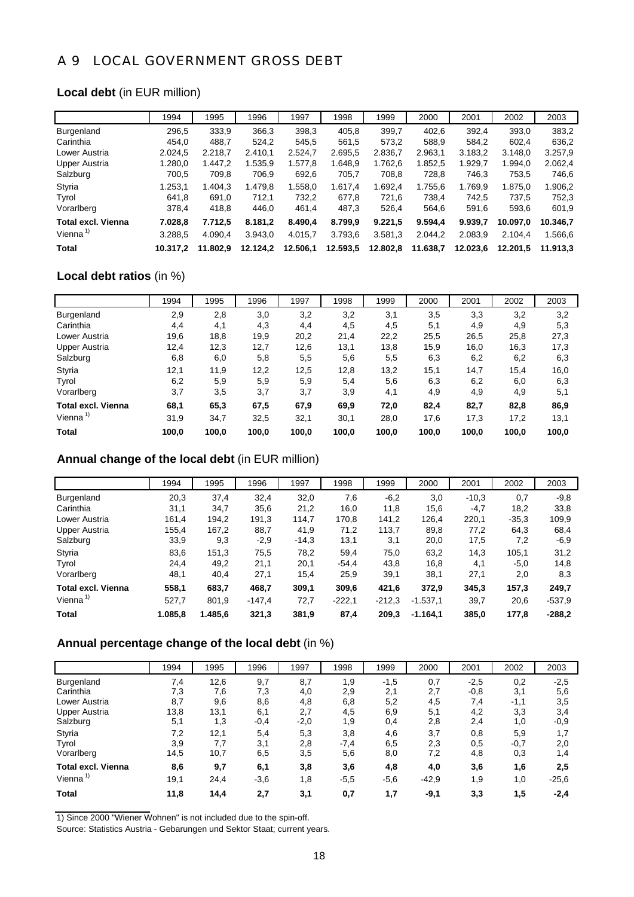# A 9 LOCAL GOVERNMENT GROSS DEBT

## **Local debt** (in EUR million)

| | 1994 | 1995 | 1996 | 1997 | 1998 | 1999 | 2000 | 2001 | 2002 | 2003 |
|---|---|---|---|---|---|---|---|---|---|---|
| Burgenland | 296,5 | 333,9 | 366,3 | 398,3 | 405,8 | 399,7 | 402,6 | 392,4 | 393,0 | 383,2 |
| Carinthia | 454,0 | 488,7 | 524,2 | 545,5 | 561,5 | 573,2 | 588,9 | 584,2 | 602,4 | 636,2 |
| Lower Austria | 2.024,5 | 2.218,7 | 2.410,1 | 2.524,7 | 2.695,5 | 2.836,7 | 2.963,1 | 3.183,2 | 3.148,0 | 3.257,9 |
| Upper Austria | 1.280,0 | 1.447,2 | 1.535,9 | 1.577,8 | 1.648,9 | 1.762,6 | 1.852,5 | 1.929,7 | 1.994,0 | 2.062,4 |
| Salzburg | 700,5 | 709,8 | 706,9 | 692,6 | 705,7 | 708,8 | 728,8 | 746,3 | 753,5 | 746,6 |
| Styria | 1.253,1 | 1.404,3 | 1.479,8 | 1.558,0 | 1.617,4 | 1.692,4 | 1.755,6 | 1.769,9 | 1.875,0 | 1.906,2 |
| Tyrol | 641,8 | 691,0 | 712,1 | 732,2 | 677,8 | 721,6 | 738,4 | 742,5 | 737,5 | 752,3 |
| Vorarlberg | 378,4 | 418,8 | 446,0 | 461,4 | 487,3 | 526,4 | 564,6 | 591,6 | 593,6 | 601,9 |
| **Total excl. Vienna** | **7.028,8** | **7.712,5** | **8.181,2** | **8.490,4** | **8.799,9** | **9.221,5** | **9.594,4** | **9.939,7** | **10.097,0** | **10.346,7** |
| Vienna [1] | 3.288,5 | 4.090,4 | 3.943,0 | 4.015,7 | 3.793,6 | 3.581,3 | 2.044,2 | 2.083,9 | 2.104,4 | 1.566,6 |
| **Total** | **10.317,2** | **11.802,9** | **12.124,2** | **12.506,1** | **12.593,5** | **12.802,8** | **11.638,7** | **12.023,6** | **12.201,5** | **11.913,3** |

## **Local debt ratios** (in %)

| | 1994 | 1995 | 1996 | 1997 | 1998 | 1999 | 2000 | 2001 | 2002 | 2003 |
|---|---|---|---|---|---|---|---|---|---|---|
| Burgenland | 2,9 | 2,8 | 3,0 | 3,2 | 3,2 | 3,1 | 3,5 | 3,3 | 3,2 | 3,2 |
| Carinthia | 4,4 | 4,1 | 4,3 | 4,4 | 4,5 | 4,5 | 5,1 | 4,9 | 4,9 | 5,3 |
| Lower Austria | 19,6 | 18,8 | 19,9 | 20,2 | 21,4 | 22,2 | 25,5 | 26,5 | 25,8 | 27,3 |
| Upper Austria | 12,4 | 12,3 | 12,7 | 12,6 | 13,1 | 13,8 | 15,9 | 16,0 | 16,3 | 17,3 |
| Salzburg | 6,8 | 6,0 | 5,8 | 5,5 | 5,6 | 5,5 | 6,3 | 6,2 | 6,2 | 6,3 |
| Styria | 12,1 | 11,9 | 12,2 | 12,5 | 12,8 | 13,2 | 15,1 | 14,7 | 15,4 | 16,0 |
| Tyrol | 6,2 | 5,9 | 5,9 | 5,9 | 5,4 | 5,6 | 6,3 | 6,2 | 6,0 | 6,3 |
| Vorarlberg | 3,7 | 3,5 | 3,7 | 3,7 | 3,9 | 4,1 | 4,9 | 4,9 | 4,9 | 5,1 |
| **Total excl. Vienna** | **68,1** | **65,3** | **67,5** | **67,9** | **69,9** | **72,0** | **82,4** | **82,7** | **82,8** | **86,9** |
| Vienna [1] | 31,9 | 34,7 | 32,5 | 32,1 | 30,1 | 28,0 | 17,6 | 17,3 | 17,2 | 13,1 |
| **Total** | **100,0** | **100,0** | **100,0** | **100,0** | **100,0** | **100,0** | **100,0** | **100,0** | **100,0** | **100,0** |

## **Annual change of the local debt** (in EUR million)

| | 1994 | 1995 | 1996 | 1997 | 1998 | 1999 | 2000 | 2001 | 2002 | 2003 |
|---|---|---|---|---|---|---|---|---|---|---|
| Burgenland | 20,3 | 37,4 | 32,4 | 32,0 | 7,6 | -6,2 | 3,0 | -10,3 | 0,7 | -9,8 |
| Carinthia | 31,1 | 34,7 | 35,6 | 21,2 | 16,0 | 11,8 | 15,6 | -4,7 | 18,2 | 33,8 |
| Lower Austria | 161,4 | 194,2 | 191,3 | 114,7 | 170,8 | 141,2 | 126,4 | 220,1 | -35,3 | 109,9 |
| Upper Austria | 155,4 | 167,2 | 88,7 | 41,9 | 71,2 | 113,7 | 89,8 | 77,2 | 64,3 | 68,4 |
| Salzburg | 33,9 | 9,3 | -2,9 | -14,3 | 13,1 | 3,1 | 20,0 | 17,5 | 7,2 | -6,9 |
| Styria | 83,6 | 151,3 | 75,5 | 78,2 | 59,4 | 75,0 | 63,2 | 14,3 | 105,1 | 31,2 |
| Tyrol | 24,4 | 49,2 | 21,1 | 20,1 | -54,4 | 43,8 | 16,8 | 4,1 | -5,0 | 14,8 |
| Vorarlberg | 48,1 | 40,4 | 27,1 | 15,4 | 25,9 | 39,1 | 38,1 | 27,1 | 2,0 | 8,3 |
| **Total excl. Vienna** | **558,1** | **683,7** | **468,7** | **309,1** | **309,6** | **421,6** | **372,9** | **345,3** | **157,3** | **249,7** |
| Vienna [1] | 527,7 | 801,9 | -147,4 | 72,7 | -222,1 | -212,3 | -1.537,1 | 39,7 | 20,6 | -537,9 |
| **Total** | **1.085,8** | **1.485,6** | **321,3** | **381,9** | **87,4** | **209,3** | **-1.164,1** | **385,0** | **177,8** | **-288,2** |

## **Annual percentage change of the local debt** (in %)

| | 1994 | 1995 | 1996 | 1997 | 1998 | 1999 | 2000 | 2001 | 2002 | 2003 |
|---|---|---|---|---|---|---|---|---|---|---|
| Burgenland | 7,4 | 12,6 | 9,7 | 8,7 | 1,9 | -1,5 | 0,7 | -2,5 | 0,2 | -2,5 |
| Carinthia | 7,3 | 7,6 | 7,3 | 4,0 | 2,9 | 2,1 | 2,7 | -0,8 | 3,1 | 5,6 |
| Lower Austria | 8,7 | 9,6 | 8,6 | 4,8 | 6,8 | 5,2 | 4,5 | 7,4 | -1,1 | 3,5 |
| Upper Austria | 13,8 | 13,1 | 6,1 | 2,7 | 4,5 | 6,9 | 5,1 | 4,2 | 3,3 | 3,4 |
| Salzburg | 5,1 | 1,3 | -0,4 | -2,0 | 1,9 | 0,4 | 2,8 | 2,4 | 1,0 | -0,9 |
| Styria | 7,2 | 12,1 | 5,4 | 5,3 | 3,8 | 4,6 | 3,7 | 0,8 | 5,9 | 1,7 |
| Tyrol | 3,9 | 7,7 | 3,1 | 2,8 | -7,4 | 6,5 | 2,3 | 0,5 | -0,7 | 2,0 |
| Vorarlberg | 14,5 | 10,7 | 6,5 | 3,5 | 5,6 | 8,0 | 7,2 | 4,8 | 0,3 | 1,4 |
| **Total excl. Vienna** | **8,6** | **9,7** | **6,1** | **3,8** | **3,6** | **4,8** | **4,0** | **3,6** | **1,6** | **2,5** |
| Vienna [1] | 19,1 | 24,4 | -3,6 | 1,8 | -5,5 | -5,6 | -42,9 | 1,9 | 1,0 | -25,6 |
| **Total** | **11,8** | **14,4** | **2,7** | **3,1** | **0,7** | **1,7** | **-9,1** | **3,3** | **1,5** | **-2,4** |

1) Since 2000 "Wiener Wohnen" is not included due to the spin-off.

Source: Statistics Austria - Gebarungen und Sektor Staat; current years.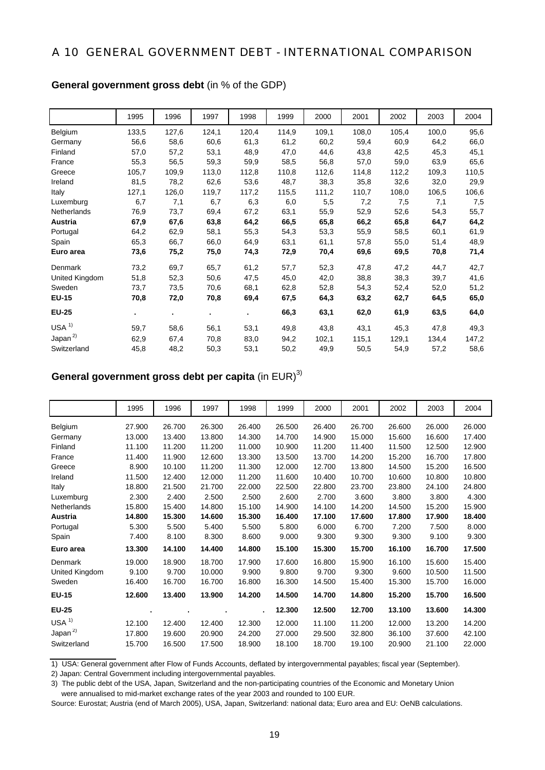# A 10 GENERAL GOVERNMENT DEBT - INTERNATIONAL COMPARISON

**General government gross debt** (in % of the GDP)

| | 1995 | 1996 | 1997 | 1998 | 1999 | 2000 | 2001 | 2002 | 2003 | 2004 |
|---|---|---|---|---|---|---|---|---|---|---|
| Belgium | 133,5 | 127,6 | 124,1 | 120,4 | 114,9 | 109,1 | 108,0 | 105,4 | 100,0 | 95,6 |
| Germany | 56,6 | 58,6 | 60,6 | 61,3 | 61,2 | 60,2 | 59,4 | 60,9 | 64,2 | 66,0 |
| Finland | 57,0 | 57,2 | 53,1 | 48,9 | 47,0 | 44,6 | 43,8 | 42,5 | 45,3 | 45,1 |
| France | 55,3 | 56,5 | 59,3 | 59,9 | 58,5 | 56,8 | 57,0 | 59,0 | 63,9 | 65,6 |
| Greece | 105,7 | 109,9 | 113,0 | 112,8 | 110,8 | 112,6 | 114,8 | 112,2 | 109,3 | 110,5 |
| Ireland | 81,5 | 78,2 | 62,6 | 53,6 | 48,7 | 38,3 | 35,8 | 32,6 | 32,0 | 29,9 |
| Italy | 127,1 | 126,0 | 119,7 | 117,2 | 115,5 | 111,2 | 110,7 | 108,0 | 106,5 | 106,6 |
| Luxemburg | 6,7 | 7,1 | 6,7 | 6,3 | 6,0 | 5,5 | 7,2 | 7,5 | 7,1 | 7,5 |
| Netherlands | 76,9 | 73,7 | 69,4 | 67,2 | 63,1 | 55,9 | 52,9 | 52,6 | 54,3 | 55,7 |
| **Austria** | **67,9** | **67,6** | **63,8** | **64,2** | **66,5** | **65,8** | **66,2** | **65,8** | **64,7** | **64,2** |
| Portugal | 64,2 | 62,9 | 58,1 | 55,3 | 54,3 | 53,3 | 55,9 | 58,5 | 60,1 | 61,9 |
| Spain | 65,3 | 66,7 | 66,0 | 64,9 | 63,1 | 61,1 | 57,8 | 55,0 | 51,4 | 48,9 |
| **Euro area** | **73,6** | **75,2** | **75,0** | **74,3** | **72,9** | **70,4** | **69,6** | **69,5** | **70,8** | **71,4** |
| Denmark | 73,2 | 69,7 | 65,7 | 61,2 | 57,7 | 52,3 | 47,8 | 47,2 | 44,7 | 42,7 |
| United Kingdom | 51,8 | 52,3 | 50,6 | 47,5 | 45,0 | 42,0 | 38,8 | 38,3 | 39,7 | 41,6 |
| Sweden | 73,7 | 73,5 | 70,6 | 68,1 | 62,8 | 52,8 | 54,3 | 52,4 | 52,0 | 51,2 |
| **EU-15** | **70,8** | **72,0** | **70,8** | **69,4** | **67,5** | **64,3** | **63,2** | **62,7** | **64,5** | **65,0** |
| **EU-25** | **.** | **.** | **.** | **.** | **66,3** | **63,1** | **62,0** | **61,9** | **63,5** | **64,0** |
| USA [1] | 59,7 | 58,6 | 56,1 | 53,1 | 49,8 | 43,8 | 43,1 | 45,3 | 47,8 | 49,3 |
| Japan [2] | 62,9 | 67,4 | 70,8 | 83,0 | 94,2 | 102,1 | 115,1 | 129,1 | 134,4 | 147,2 |
| Switzerland | 45,8 | 48,2 | 50,3 | 53,1 | 50,2 | 49,9 | 50,5 | 54,9 | 57,2 | 58,6 |

**General government gross debt per capita** (in EUR)[3]

| | 1995 | 1996 | 1997 | 1998 | 1999 | 2000 | 2001 | 2002 | 2003 | 2004 |
|---|---|---|---|---|---|---|---|---|---|---|
| Belgium | 27.900 | 26.700 | 26.300 | 26.400 | 26.500 | 26.400 | 26.700 | 26.600 | 26.000 | 26.000 |
| Germany | 13.000 | 13.400 | 13.800 | 14.300 | 14.700 | 14.900 | 15.000 | 15.600 | 16.600 | 17.400 |
| Finland | 11.100 | 11.200 | 11.200 | 11.000 | 10.900 | 11.200 | 11.400 | 11.500 | 12.500 | 12.900 |
| France | 11.400 | 11.900 | 12.600 | 13.300 | 13.500 | 13.700 | 14.200 | 15.200 | 16.700 | 17.800 |
| Greece | 8.900 | 10.100 | 11.200 | 11.300 | 12.000 | 12.700 | 13.800 | 14.500 | 15.200 | 16.500 |
| Ireland | 11.500 | 12.400 | 12.000 | 11.200 | 11.600 | 10.400 | 10.700 | 10.600 | 10.800 | 10.800 |
| Italy | 18.800 | 21.500 | 21.700 | 22.000 | 22.500 | 22.800 | 23.700 | 23.800 | 24.100 | 24.800 |
| Luxemburg | 2.300 | 2.400 | 2.500 | 2.500 | 2.600 | 2.700 | 3.600 | 3.800 | 3.800 | 4.300 |
| Netherlands | 15.800 | 15.400 | 14.800 | 15.100 | 14.900 | 14.100 | 14.200 | 14.500 | 15.200 | 15.900 |
| **Austria** | **14.800** | **15.300** | **14.600** | **15.300** | **16.400** | **17.100** | **17.600** | **17.800** | **17.900** | **18.400** |
| Portugal | 5.300 | 5.500 | 5.400 | 5.500 | 5.800 | 6.000 | 6.700 | 7.200 | 7.500 | 8.000 |
| Spain | 7.400 | 8.100 | 8.300 | 8.600 | 9.000 | 9.300 | 9.300 | 9.300 | 9.100 | 9.300 |
| **Euro area** | **13.300** | **14.100** | **14.400** | **14.800** | **15.100** | **15.300** | **15.700** | **16.100** | **16.700** | **17.500** |
| Denmark | 19.000 | 18.900 | 18.700 | 17.900 | 17.600 | 16.800 | 15.900 | 16.100 | 15.600 | 15.400 |
| United Kingdom | 9.100 | 9.700 | 10.000 | 9.900 | 9.800 | 9.700 | 9.300 | 9.600 | 10.500 | 11.500 |
| Sweden | 16.400 | 16.700 | 16.700 | 16.800 | 16.300 | 14.500 | 15.400 | 15.300 | 15.700 | 16.000 |
| **EU-15** | **12.600** | **13.400** | **13.900** | **14.200** | **14.500** | **14.700** | **14.800** | **15.200** | **15.700** | **16.500** |
| **EU-25** | **.** | **.** | **.** | **.** | **12.300** | **12.500** | **12.700** | **13.100** | **13.600** | **14.300** |
| USA [1] | 12.100 | 12.400 | 12.400 | 12.300 | 12.000 | 11.100 | 11.200 | 12.000 | 13.200 | 14.200 |
| Japan [2] | 17.800 | 19.600 | 20.900 | 24.200 | 27.000 | 29.500 | 32.800 | 36.100 | 37.600 | 42.100 |
| Switzerland | 15.700 | 16.500 | 17.500 | 18.900 | 18.100 | 18.700 | 19.100 | 20.900 | 21.100 | 22.000 |

1) USA: General government after Flow of Funds Accounts, deflated by intergovernmental payables; fiscal year (September).

2) Japan: Central Government including intergovernmental payables.

3) The public debt of the USA, Japan, Switzerland and the non-participating countries of the Economic and Monetary Union were annualised to mid-market exchange rates of the year 2003 and rounded to 100 EUR.

Source: Eurostat; Austria (end of March 2005), USA, Japan, Switzerland: national data; Euro area and EU: OeNB calculations.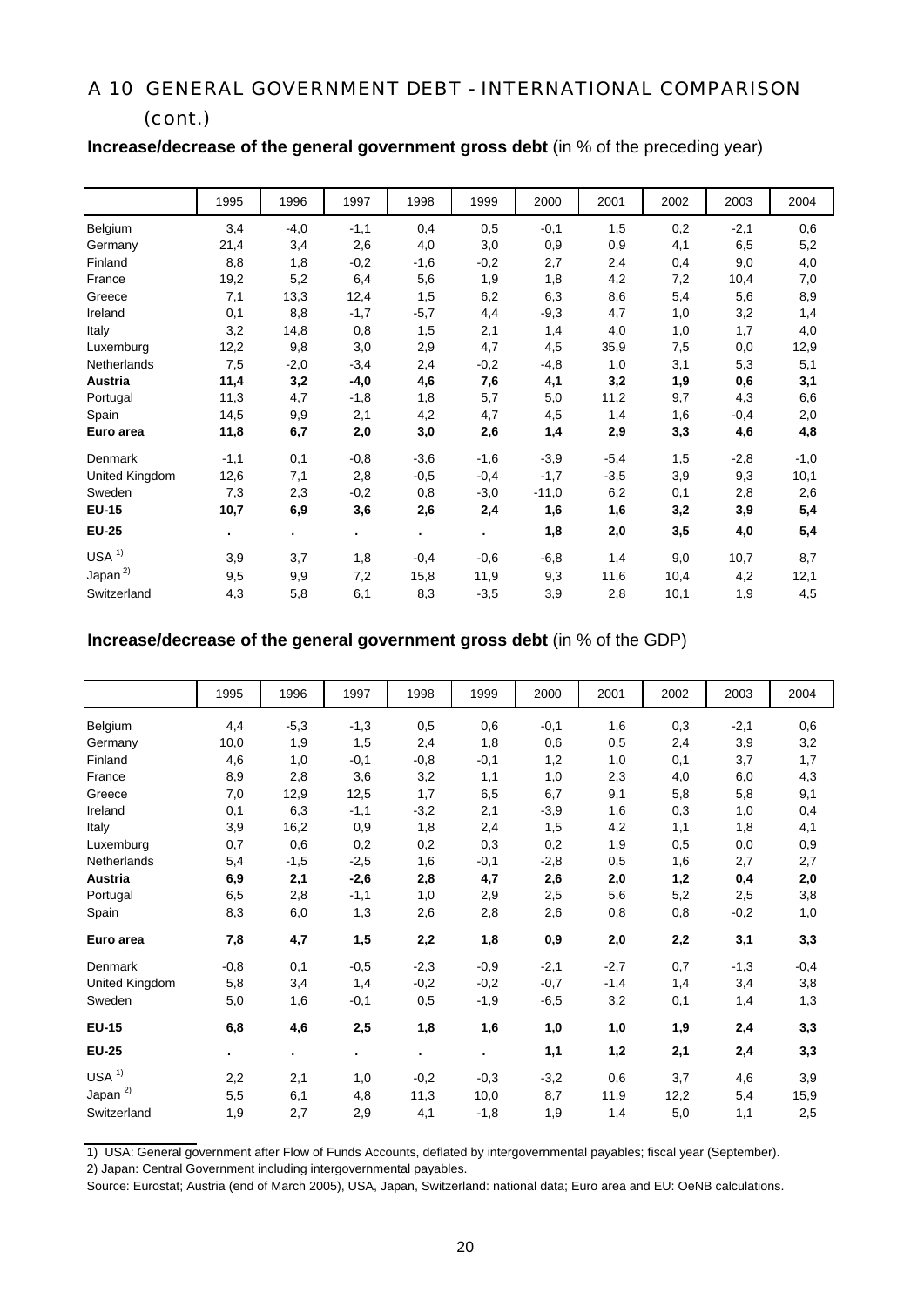## A 10 GENERAL GOVERNMENT DEBT - INTERNATIONAL COMPARISON (cont.)

**Increase/decrease of the general government gross debt** (in % of the preceding year)

| | 1995 | 1996 | 1997 | 1998 | 1999 | 2000 | 2001 | 2002 | 2003 | 2004 |
|---|---|---|---|---|---|---|---|---|---|---|
| Belgium | 3,4 | -4,0 | -1,1 | 0,4 | 0,5 | -0,1 | 1,5 | 0,2 | -2,1 | 0,6 |
| Germany | 21,4 | 3,4 | 2,6 | 4,0 | 3,0 | 0,9 | 0,9 | 4,1 | 6,5 | 5,2 |
| Finland | 8,8 | 1,8 | -0,2 | -1,6 | -0,2 | 2,7 | 2,4 | 0,4 | 9,0 | 4,0 |
| France | 19,2 | 5,2 | 6,4 | 5,6 | 1,9 | 1,8 | 4,2 | 7,2 | 10,4 | 7,0 |
| Greece | 7,1 | 13,3 | 12,4 | 1,5 | 6,2 | 6,3 | 8,6 | 5,4 | 5,6 | 8,9 |
| Ireland | 0,1 | 8,8 | -1,7 | -5,7 | 4,4 | -9,3 | 4,7 | 1,0 | 3,2 | 1,4 |
| Italy | 3,2 | 14,8 | 0,8 | 1,5 | 2,1 | 1,4 | 4,0 | 1,0 | 1,7 | 4,0 |
| Luxemburg | 12,2 | 9,8 | 3,0 | 2,9 | 4,7 | 4,5 | 35,9 | 7,5 | 0,0 | 12,9 |
| Netherlands | 7,5 | -2,0 | -3,4 | 2,4 | -0,2 | -4,8 | 1,0 | 3,1 | 5,3 | 5,1 |
| **Austria** | **11,4** | **3,2** | **-4,0** | **4,6** | **7,6** | **4,1** | **3,2** | **1,9** | **0,6** | **3,1** |
| Portugal | 11,3 | 4,7 | -1,8 | 1,8 | 5,7 | 5,0 | 11,2 | 9,7 | 4,3 | 6,6 |
| Spain | 14,5 | 9,9 | 2,1 | 4,2 | 4,7 | 4,5 | 1,4 | 1,6 | -0,4 | 2,0 |
| **Euro area** | **11,8** | **6,7** | **2,0** | **3,0** | **2,6** | **1,4** | **2,9** | **3,3** | **4,6** | **4,8** |
| Denmark | -1,1 | 0,1 | -0,8 | -3,6 | -1,6 | -3,9 | -5,4 | 1,5 | -2,8 | -1,0 |
| United Kingdom | 12,6 | 7,1 | 2,8 | -0,5 | -0,4 | -1,7 | -3,5 | 3,9 | 9,3 | 10,1 |
| Sweden | 7,3 | 2,3 | -0,2 | 0,8 | -3,0 | -11,0 | 6,2 | 0,1 | 2,8 | 2,6 |
| **EU-15** | **10,7** | **6,9** | **3,6** | **2,6** | **2,4** | **1,6** | **1,6** | **3,2** | **3,9** | **5,4** |
| **EU-25** | **.** | **.** | **.** | **.** | **.** | **1,8** | **2,0** | **3,5** | **4,0** | **5,4** |
| USA [1] | 3,9 | 3,7 | 1,8 | -0,4 | -0,6 | -6,8 | 1,4 | 9,0 | 10,7 | 8,7 |
| Japan [2] | 9,5 | 9,9 | 7,2 | 15,8 | 11,9 | 9,3 | 11,6 | 10,4 | 4,2 | 12,1 |
| Switzerland | 4,3 | 5,8 | 6,1 | 8,3 | -3,5 | 3,9 | 2,8 | 10,1 | 1,9 | 4,5 |

**Increase/decrease of the general government gross debt** (in % of the GDP)

| | 1995 | 1996 | 1997 | 1998 | 1999 | 2000 | 2001 | 2002 | 2003 | 2004 |
|---|---|---|---|---|---|---|---|---|---|---|
| Belgium | 4,4 | -5,3 | -1,3 | 0,5 | 0,6 | -0,1 | 1,6 | 0,3 | -2,1 | 0,6 |
| Germany | 10,0 | 1,9 | 1,5 | 2,4 | 1,8 | 0,6 | 0,5 | 2,4 | 3,9 | 3,2 |
| Finland | 4,6 | 1,0 | -0,1 | -0,8 | -0,1 | 1,2 | 1,0 | 0,1 | 3,7 | 1,7 |
| France | 8,9 | 2,8 | 3,6 | 3,2 | 1,1 | 1,0 | 2,3 | 4,0 | 6,0 | 4,3 |
| Greece | 7,0 | 12,9 | 12,5 | 1,7 | 6,5 | 6,7 | 9,1 | 5,8 | 5,8 | 9,1 |
| Ireland | 0,1 | 6,3 | -1,1 | -3,2 | 2,1 | -3,9 | 1,6 | 0,3 | 1,0 | 0,4 |
| Italy | 3,9 | 16,2 | 0,9 | 1,8 | 2,4 | 1,5 | 4,2 | 1,1 | 1,8 | 4,1 |
| Luxemburg | 0,7 | 0,6 | 0,2 | 0,2 | 0,3 | 0,2 | 1,9 | 0,5 | 0,0 | 0,9 |
| Netherlands | 5,4 | -1,5 | -2,5 | 1,6 | -0,1 | -2,8 | 0,5 | 1,6 | 2,7 | 2,7 |
| **Austria** | **6,9** | **2,1** | **-2,6** | **2,8** | **4,7** | **2,6** | **2,0** | **1,2** | **0,4** | **2,0** |
| Portugal | 6,5 | 2,8 | -1,1 | 1,0 | 2,9 | 2,5 | 5,6 | 5,2 | 2,5 | 3,8 |
| Spain | 8,3 | 6,0 | 1,3 | 2,6 | 2,8 | 2,6 | 0,8 | 0,8 | -0,2 | 1,0 |
| **Euro area** | **7,8** | **4,7** | **1,5** | **2,2** | **1,8** | **0,9** | **2,0** | **2,2** | **3,1** | **3,3** |
| Denmark | -0,8 | 0,1 | -0,5 | -2,3 | -0,9 | -2,1 | -2,7 | 0,7 | -1,3 | -0,4 |
| United Kingdom | 5,8 | 3,4 | 1,4 | -0,2 | -0,2 | -0,7 | -1,4 | 1,4 | 3,4 | 3,8 |
| Sweden | 5,0 | 1,6 | -0,1 | 0,5 | -1,9 | -6,5 | 3,2 | 0,1 | 1,4 | 1,3 |
| **EU-15** | **6,8** | **4,6** | **2,5** | **1,8** | **1,6** | **1,0** | **1,0** | **1,9** | **2,4** | **3,3** |
| **EU-25** | **.** | **.** | **.** | **.** | **.** | **1,1** | **1,2** | **2,1** | **2,4** | **3,3** |
| USA [1] | 2,2 | 2,1 | 1,0 | -0,2 | -0,3 | -3,2 | 0,6 | 3,7 | 4,6 | 3,9 |
| Japan [2] | 5,5 | 6,1 | 4,8 | 11,3 | 10,0 | 8,7 | 11,9 | 12,2 | 5,4 | 15,9 |
| Switzerland | 1,9 | 2,7 | 2,9 | 4,1 | -1,8 | 1,9 | 1,4 | 5,0 | 1,1 | 2,5 |

1) USA: General government after Flow of Funds Accounts, deflated by intergovernmental payables; fiscal year (September).

2) Japan: Central Government including intergovernmental payables.

Source: Eurostat; Austria (end of March 2005), USA, Japan, Switzerland: national data; Euro area and EU: OeNB calculations.